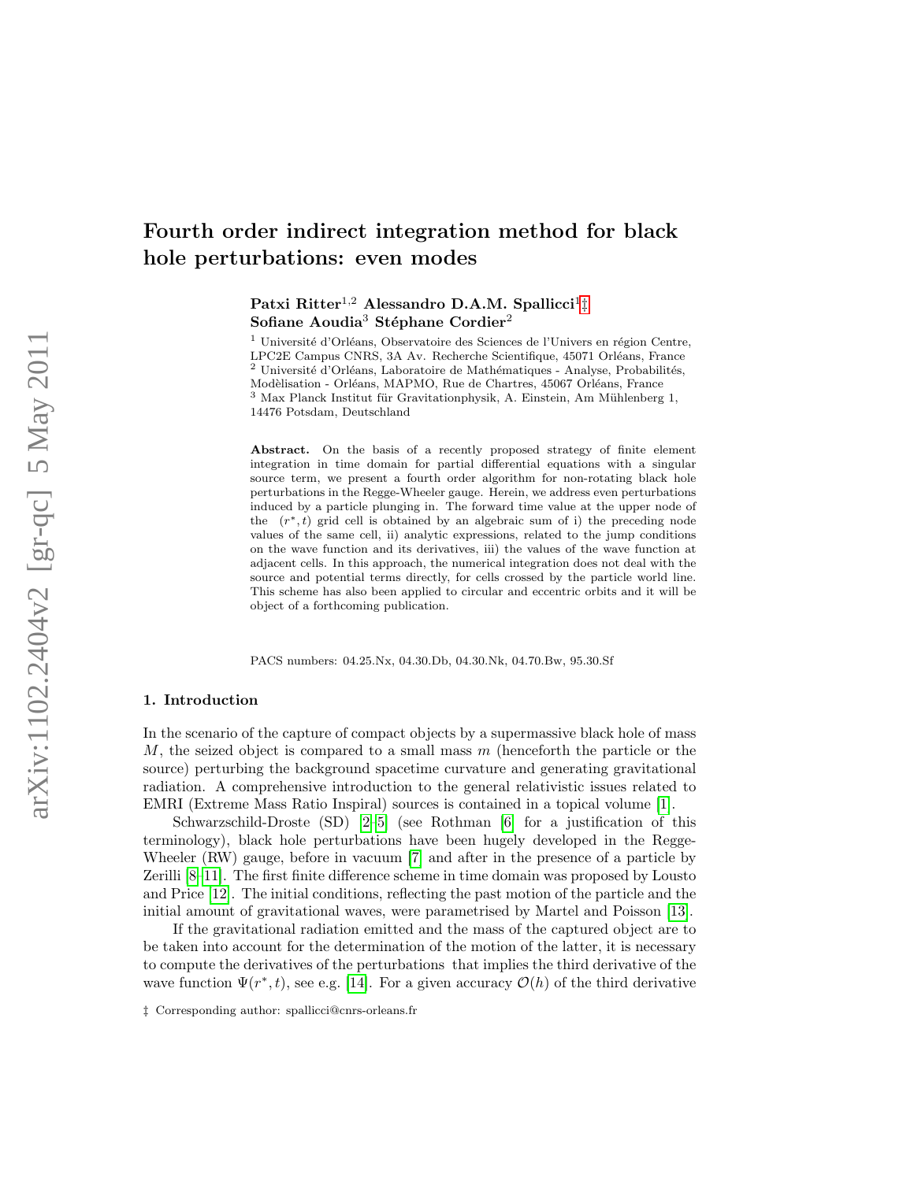# Fourth order indirect integration method for black hole perturbations: even modes

**Patxi Ritter**[1,2] **Alessandro D.A.M. Spallicci**[1]‡ **Sofiane Aoudia**[3] **Stéphane Cordier**[2]

[1] Université d'Orléans, Observatoire des Sciences de l'Univers en région Centre, LPC2E Campus CNRS, 3A Av. Recherche Scientifique, 45071 Orléans, France
[2] Université d'Orléans, Laboratoire de Mathématiques - Analyse, Probabilités, Modèlisation - Orléans, MAPMO, Rue de Chartres, 45067 Orléans, France
[3] Max Planck Institut für Gravitationphysik, A. Einstein, Am Mühlenberg 1, 14476 Potsdam, Deutschland

**Abstract.** On the basis of a recently proposed strategy of finite element integration in time domain for partial differential equations with a singular source term, we present a fourth order algorithm for non-rotating black hole perturbations in the Regge-Wheeler gauge. Herein, we address even perturbations induced by a particle plunging in. The forward time value at the upper node of the $(r^*, t)$ grid cell is obtained by an algebraic sum of i) the preceding node values of the same cell, ii) analytic expressions, related to the jump conditions on the wave function and its derivatives, iii) the values of the wave function at adjacent cells. In this approach, the numerical integration does not deal with the source and potential terms directly, for cells crossed by the particle world line. This scheme has also been applied to circular and eccentric orbits and it will be object of a forthcoming publication.

PACS numbers: 04.25.Nx, 04.30.Db, 04.30.Nk, 04.70.Bw, 95.30.Sf

## 1. Introduction

In the scenario of the capture of compact objects by a supermassive black hole of mass $M$, the seized object is compared to a small mass $m$ (henceforth the particle or the source) perturbing the background spacetime curvature and generating gravitational radiation. A comprehensive introduction to the general relativistic issues related to EMRI (Extreme Mass Ratio Inspiral) sources is contained in a topical volume [1].

Schwarzschild-Droste (SD) [2–5] (see Rothman [6] for a justification of this terminology), black hole perturbations have been hugely developed in the Regge-Wheeler (RW) gauge, before in vacuum [7] and after in the presence of a particle by Zerilli [8–11]. The first finite difference scheme in time domain was proposed by Lousto and Price [12]. The initial conditions, reflecting the past motion of the particle and the initial amount of gravitational waves, were parametrised by Martel and Poisson [13].

If the gravitational radiation emitted and the mass of the captured object are to be taken into account for the determination of the motion of the latter, it is necessary to compute the derivatives of the perturbations that implies the third derivative of the wave function $\Psi(r^*, t)$, see e.g. [14]. For a given accuracy $\mathcal{O}(h)$ of the third derivative

‡ Corresponding author: spallicci@cnrs-orleans.fr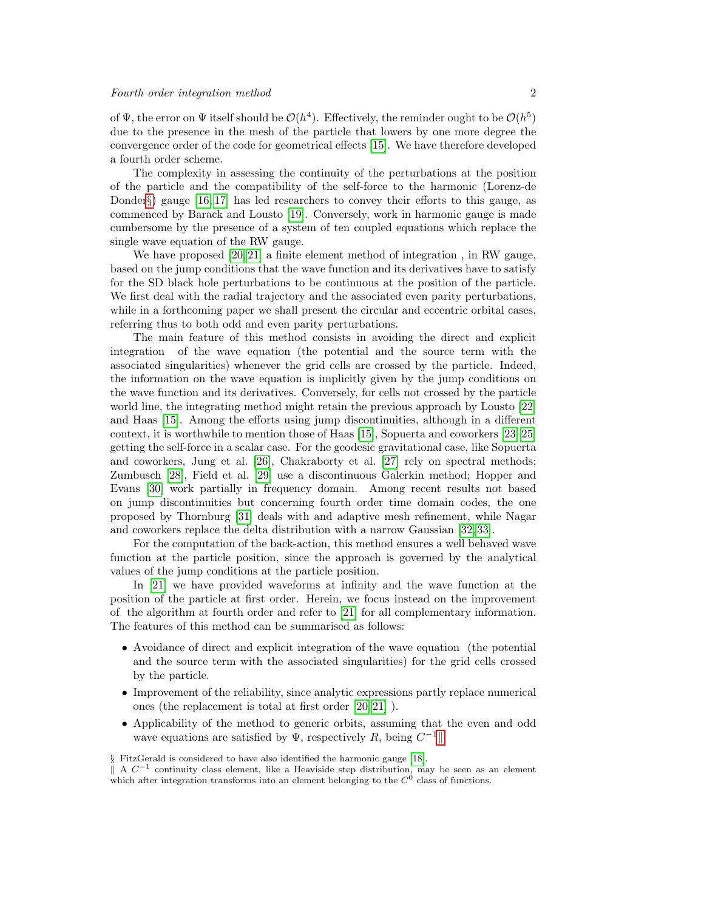of $\Psi$, the error on $\Psi$ itself should be $\mathcal{O}(h^4)$. Effectively, the reminder ought to be $\mathcal{O}(h^5)$ due to the presence in the mesh of the particle that lowers by one more degree the convergence order of the code for geometrical effects [15]. We have therefore developed a fourth order scheme.

The complexity in assessing the continuity of the perturbations at the position of the particle and the compatibility of the self-force to the harmonic (Lorenz-de Donder§) gauge [16, 17] has led researchers to convey their efforts to this gauge, as commenced by Barack and Lousto [19]. Conversely, work in harmonic gauge is made cumbersome by the presence of a system of ten coupled equations which replace the single wave equation of the RW gauge.

We have proposed [20, 21] a finite element method of integration , in RW gauge, based on the jump conditions that the wave function and its derivatives have to satisfy for the SD black hole perturbations to be continuous at the position of the particle. We first deal with the radial trajectory and the associated even parity perturbations, while in a forthcoming paper we shall present the circular and eccentric orbital cases, referring thus to both odd and even parity perturbations.

The main feature of this method consists in avoiding the direct and explicit integration of the wave equation (the potential and the source term with the associated singularities) whenever the grid cells are crossed by the particle. Indeed, the information on the wave equation is implicitly given by the jump conditions on the wave function and its derivatives. Conversely, for cells not crossed by the particle world line, the integrating method might retain the previous approach by Lousto [22] and Haas [15]. Among the efforts using jump discontinuities, although in a different context, it is worthwhile to mention those of Haas [15], Sopuerta and coworkers [23–25] getting the self-force in a scalar case. For the geodesic gravitational case, like Sopuerta and coworkers, Jung et al. [26], Chakraborty et al. [27] rely on spectral methods; Zumbusch [28], Field et al. [29] use a discontinuous Galerkin method; Hopper and Evans [30] work partially in frequency domain. Among recent results not based on jump discontinuities but concerning fourth order time domain codes, the one proposed by Thornburg [31] deals with and adaptive mesh refinement, while Nagar and coworkers replace the delta distribution with a narrow Gaussian [32, 33].

For the computation of the back-action, this method ensures a well behaved wave function at the particle position, since the approach is governed by the analytical values of the jump conditions at the particle position.

In [21] we have provided waveforms at infinity and the wave function at the position of the particle at first order. Herein, we focus instead on the improvement of the algorithm at fourth order and refer to [21] for all complementary information. The features of this method can be summarised as follows:

- Avoidance of direct and explicit integration of the wave equation (the potential and the source term with the associated singularities) for the grid cells crossed by the particle.
- Improvement of the reliability, since analytic expressions partly replace numerical ones (the replacement is total at first order [20, 21] ).
- Applicability of the method to generic orbits, assuming that the even and odd wave equations are satisfied by $\Psi$, respectively $R$, being $C^{-1}$‖.

§ FitzGerald is considered to have also identified the harmonic gauge [18].

‖ A $C^{-1}$ continuity class element, like a Heaviside step distribution, may be seen as an element which after integration transforms into an element belonging to the $C^0$ class of functions.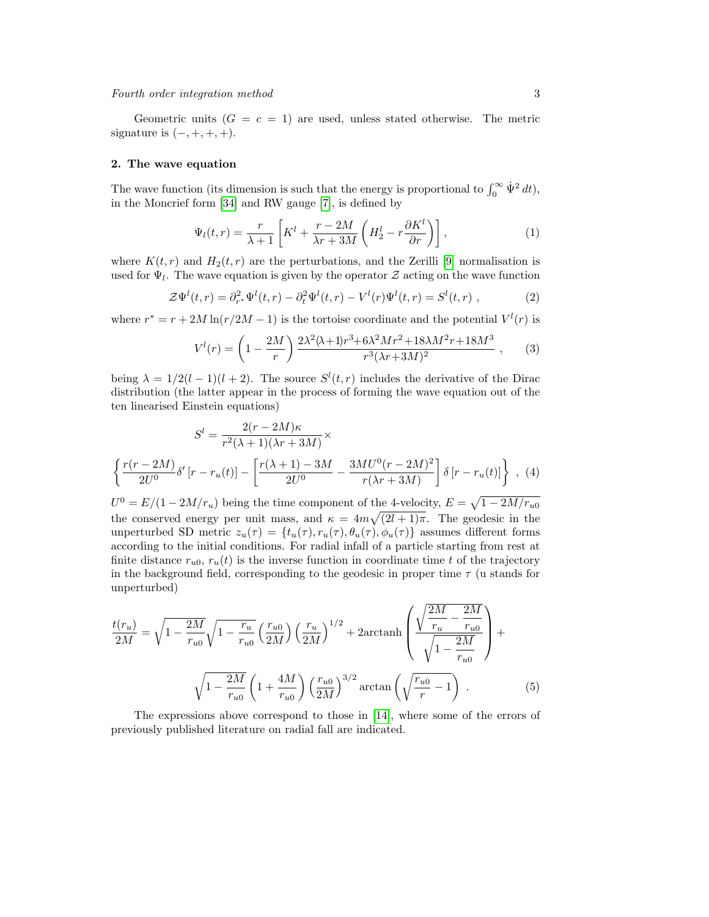Geometric units ($G = c = 1$) are used, unless stated otherwise. The metric signature is $(-, +, +, +)$.

## 2. The wave equation

The wave function (its dimension is such that the energy is proportional to $\int_0^\infty \dot{\Psi}^2 \, dt$), in the Moncrief form [34] and RW gauge [7], is defined by

$$\Psi_l(t,r) = \frac{r}{\lambda + 1}\left[K^l + \frac{r-2M}{\lambda r + 3M}\left(H_2^l - r\frac{\partial K^l}{\partial r}\right)\right], \tag{1}$$

where $K(t,r)$ and $H_2(t,r)$ are the perturbations, and the Zerilli [9] normalisation is used for $\Psi_l$. The wave equation is given by the operator $\mathcal{Z}$ acting on the wave function

$$\mathcal{Z}\Psi^l(t,r) = \partial^2_{r^*}\Psi^l(t,r) - \partial^2_t \Psi^l(t,r) - V^l(r)\Psi^l(t,r) = S^l(t,r)\ , \tag{2}$$

where $r^* = r + 2M\ln(r/2M - 1)$ is the tortoise coordinate and the potential $V^l(r)$ is

$$V^l(r) = \left(1 - \frac{2M}{r}\right)\frac{2\lambda^2(\lambda+1)r^3 + 6\lambda^2 M r^2 + 18\lambda M^2 r + 18M^3}{r^3(\lambda r + 3M)^2}\ , \tag{3}$$

being $\lambda = 1/2(l-1)(l+2)$. The source $S^l(t,r)$ includes the derivative of the Dirac distribution (the latter appear in the process of forming the wave equation out of the ten linearised Einstein equations)

$$S^l = \frac{2(r-2M)\kappa}{r^2(\lambda+1)(\lambda r + 3M)}\times$$

$$\left\{\frac{r(r-2M)}{2U^0}\delta'\left[r - r_u(t)\right] - \left[\frac{r(\lambda+1) - 3M}{2U^0} - \frac{3MU^0(r-2M)^2}{r(\lambda r + 3M)}\right]\delta\left[r - r_u(t)\right]\right\}\ , \tag{4}$$

$U^0 = E/(1 - 2M/r_u)$ being the time component of the 4-velocity, $E = \sqrt{1 - 2M/r_{u0}}$ the conserved energy per unit mass, and $\kappa = 4m\sqrt{(2l+1)\pi}$. The geodesic in the unperturbed SD metric $z_u(\tau) = \{t_u(\tau), r_u(\tau), \theta_u(\tau), \phi_u(\tau)\}$ assumes different forms according to the initial conditions. For radial infall of a particle starting from rest at finite distance $r_{u0}$, $r_u(t)$ is the inverse function in coordinate time $t$ of the trajectory in the background field, corresponding to the geodesic in proper time $\tau$ (u stands for unperturbed)

$$\frac{t(r_u)}{2M} = \sqrt{1 - \frac{2M}{r_{u0}}}\sqrt{1 - \frac{r_u}{r_{u0}}}\left(\frac{r_{u0}}{2M}\right)\left(\frac{r_u}{2M}\right)^{1/2} + 2\operatorname{arctanh}\left(\frac{\sqrt{\dfrac{2M}{r_u} - \dfrac{2M}{r_{u0}}}}{\sqrt{1 - \dfrac{2M}{r_{u0}}}}\right) +$$

$$\sqrt{1 - \frac{2M}{r_{u0}}}\left(1 + \frac{4M}{r_{u0}}\right)\left(\frac{r_{u0}}{2M}\right)^{3/2}\arctan\left(\sqrt{\frac{r_{u0}}{r} - 1}\right)\ . \tag{5}$$

The expressions above correspond to those in [14], where some of the errors of previously published literature on radial fall are indicated.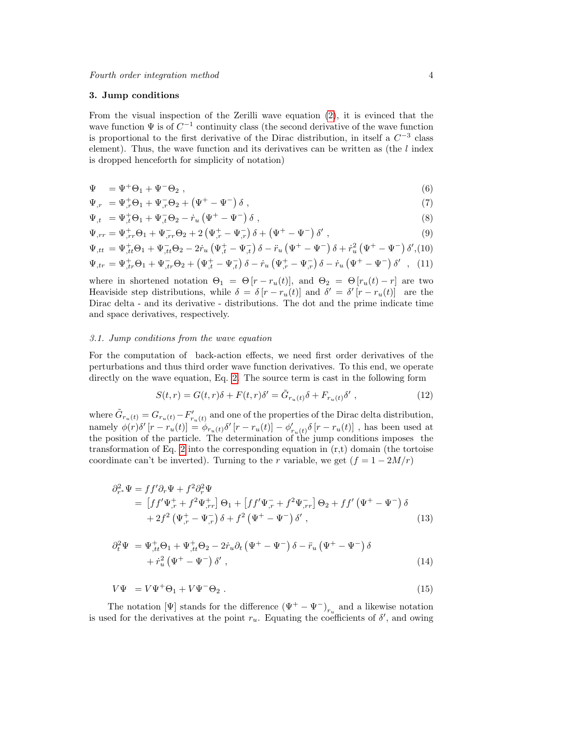## 3. Jump conditions

From the visual inspection of the Zerilli wave equation (2), it is evinced that the wave function $\Psi$ is of $C^{-1}$ continuity class (the second derivative of the wave function is proportional to the first derivative of the Dirac distribution, in itself a $C^{-3}$ class element). Thus, the wave function and its derivatives can be written as (the $l$ index is dropped henceforth for simplicity of notation)

$$\Psi \quad = \Psi^+\Theta_1 + \Psi^-\Theta_2 \ , \tag{6}$$

$$\Psi_{,r} \ = \Psi^+_{,r}\Theta_1 + \Psi^-_{,r}\Theta_2 + \left(\Psi^+ - \Psi^-\right)\delta \ , \tag{7}$$

$$\Psi_{,t} \ = \Psi^+_{,t}\Theta_1 + \Psi^-_{,t}\Theta_2 - \dot{r}_u\left(\Psi^+ - \Psi^-\right)\delta \ , \tag{8}$$

$$\Psi_{,rr} = \Psi^+_{,rr}\Theta_1 + \Psi^-_{,rr}\Theta_2 + 2\left(\Psi^+_{,r} - \Psi^-_{,r}\right)\delta + \left(\Psi^+ - \Psi^-\right)\delta' \ , \tag{9}$$

$$\Psi_{,tt} \ = \Psi^+_{,tt}\Theta_1 + \Psi^-_{,tt}\Theta_2 - 2\dot{r}_u\left(\Psi^+_{,t} - \Psi^-_{,t}\right)\delta - \ddot{r}_u\left(\Psi^+ - \Psi^-\right)\delta + \dot{r}_u^2\left(\Psi^+ - \Psi^-\right)\delta', \tag{10}$$

$$\Psi_{,tr} = \Psi^+_{,tr}\Theta_1 + \Psi^-_{,tr}\Theta_2 + \left(\Psi^+_{,t} - \Psi^-_{,t}\right)\delta - \dot{r}_u\left(\Psi^+_{,r} - \Psi^-_{,r}\right)\delta - \dot{r}_u\left(\Psi^+ - \Psi^-\right)\delta' \ , \tag{11}$$

where in shortened notation $\Theta_1 = \Theta\left[r - r_u(t)\right]$, and $\Theta_2 = \Theta\left[r_u(t) - r\right]$ are two Heaviside step distributions, while $\delta = \delta\left[r - r_u(t)\right]$ and $\delta' = \delta'\left[r - r_u(t)\right]$ are the Dirac delta - and its derivative - distributions. The dot and the prime indicate time and space derivatives, respectively.

### 3.1. Jump conditions from the wave equation

For the computation of back-action effects, we need first order derivatives of the perturbations and thus third order wave function derivatives. To this end, we operate directly on the wave equation, Eq. 2. The source term is cast in the following form

$$S(t,r) = G(t,r)\delta + F(t,r)\delta' = \tilde{G}_{r_u(t)}\delta + F_{r_u(t)}\delta' \ , \tag{12}$$

where $\tilde{G}_{r_u(t)} = G_{r_u(t)} - F'_{r_u(t)}$ and one of the properties of the Dirac delta distribution, namely $\phi(r)\delta'\left[r - r_u(t)\right] = \phi_{r_u(t)}\delta'\left[r - r_u(t)\right] - \phi'_{r_u(t)}\delta\left[r - r_u(t)\right]$ , has been used at the position of the particle. The determination of the jump conditions imposes the transformation of Eq. 2 into the corresponding equation in (r,t) domain (the tortoise coordinate can't be inverted). Turning to the $r$ variable, we get ($f = 1 - 2M/r$)

$$\begin{aligned}
\partial^2_{r^*}\Psi &= ff'\partial_r\Psi + f^2\partial^2_r\Psi \\
&= \left[ff'\Psi^+_{,r} + f^2\Psi^+_{,rr}\right]\Theta_1 + \left[ff'\Psi^-_{,r} + f^2\Psi^-_{,rr}\right]\Theta_2 + ff'\left(\Psi^+ - \Psi^-\right)\delta \\
&\quad + 2f^2\left(\Psi^+_{,r} - \Psi^-_{,r}\right)\delta + f^2\left(\Psi^+ - \Psi^-\right)\delta' \ ,
\end{aligned} \tag{13}$$

$$\begin{aligned}
\partial^2_t\Psi \ &= \Psi^+_{,tt}\Theta_1 + \Psi^+_{,tt}\Theta_2 - 2\dot{r}_u\partial_t\left(\Psi^+ - \Psi^-\right)\delta - \ddot{r}_u\left(\Psi^+ - \Psi^-\right)\delta \\
&\quad + \dot{r}_u^2\left(\Psi^+ - \Psi^-\right)\delta' \ ,
\end{aligned} \tag{14}$$

$$V\Psi \ = V\Psi^+\Theta_1 + V\Psi^-\Theta_2 \ . \tag{15}$$

The notation $[\Psi]$ stands for the difference $\left(\Psi^+ - \Psi^-\right)_{r_u}$ and a likewise notation is used for the derivatives at the point $r_u$. Equating the coefficients of $\delta'$, and owing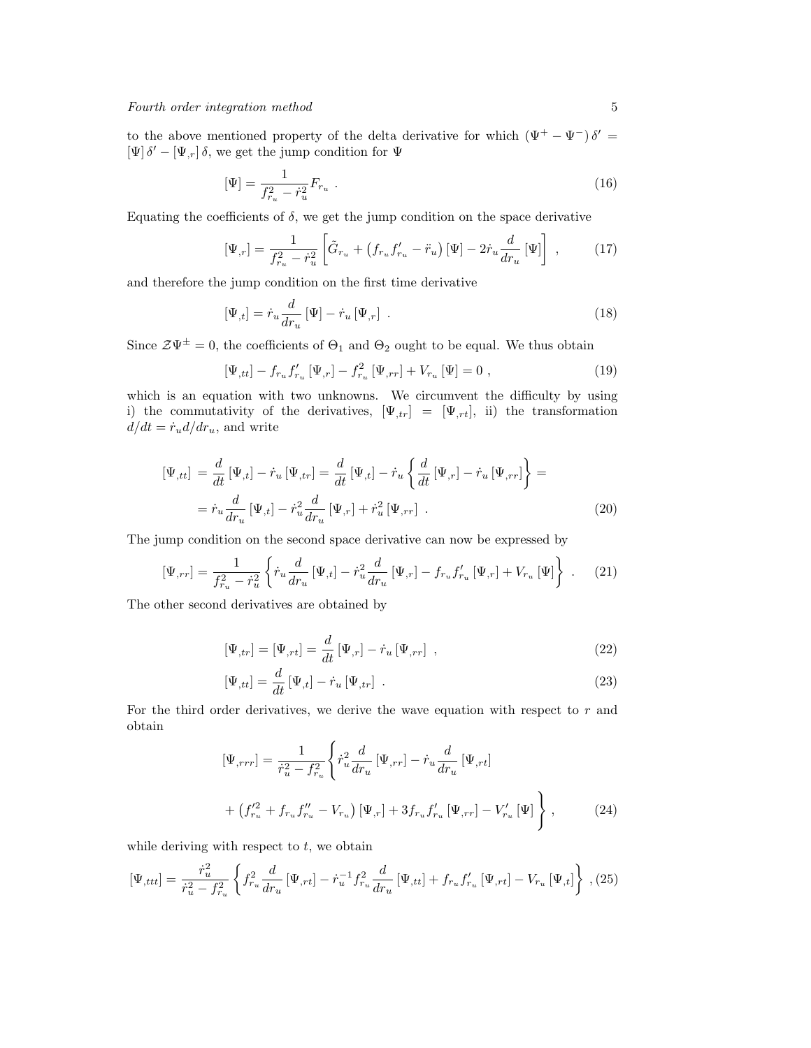to the above mentioned property of the delta derivative for which $(\Psi^+ - \Psi^-)\,\delta' = [\Psi]\,\delta' - [\Psi_{,r}]\,\delta$, we get the jump condition for $\Psi$

$$[\Psi] = \frac{1}{f_{r_u}^2 - \dot{r}_u^2} F_{r_u} \ . \tag{16}$$

Equating the coefficients of $\delta$, we get the jump condition on the space derivative

$$[\Psi_{,r}] = \frac{1}{f_{r_u}^2 - \dot{r}_u^2} \left[ \tilde{G}_{r_u} + \left( f_{r_u} f'_{r_u} - \ddot{r}_u \right) [\Psi] - 2\dot{r}_u \frac{d}{dr_u} [\Psi] \right] \ , \tag{17}$$

and therefore the jump condition on the first time derivative

$$[\Psi_{,t}] = \dot{r}_u \frac{d}{dr_u} [\Psi] - \dot{r}_u [\Psi_{,r}] \ . \tag{18}$$

Since $\mathcal{Z}\Psi^{\pm} = 0$, the coefficients of $\Theta_1$ and $\Theta_2$ ought to be equal. We thus obtain

$$[\Psi_{,tt}] - f_{r_u} f'_{r_u} [\Psi_{,r}] - f_{r_u}^2 [\Psi_{,rr}] + V_{r_u} [\Psi] = 0 \ , \tag{19}$$

which is an equation with two unknowns. We circumvent the difficulty by using i) the commutativity of the derivatives, $[\Psi_{,tr}] = [\Psi_{,rt}]$, ii) the transformation $d/dt = \dot{r}_u d/dr_u$, and write

$$\begin{aligned}
[\Psi_{,tt}] &= \frac{d}{dt} [\Psi_{,t}] - \dot{r}_u [\Psi_{,tr}] = \frac{d}{dt} [\Psi_{,t}] - \dot{r}_u \left\{ \frac{d}{dt} [\Psi_{,r}] - \dot{r}_u [\Psi_{,rr}] \right\} = \\
&= \dot{r}_u \frac{d}{dr_u} [\Psi_{,t}] - \dot{r}_u^2 \frac{d}{dr_u} [\Psi_{,r}] + \dot{r}_u^2 [\Psi_{,rr}] \ .
\end{aligned} \tag{20}$$

The jump condition on the second space derivative can now be expressed by

$$[\Psi_{,rr}] = \frac{1}{f_{r_u}^2 - \dot{r}_u^2} \left\{ \dot{r}_u \frac{d}{dr_u} [\Psi_{,t}] - \dot{r}_u^2 \frac{d}{dr_u} [\Psi_{,r}] - f_{r_u} f'_{r_u} [\Psi_{,r}] + V_{r_u} [\Psi] \right\} \ . \tag{21}$$

The other second derivatives are obtained by

$$[\Psi_{,tr}] = [\Psi_{,rt}] = \frac{d}{dt} [\Psi_{,r}] - \dot{r}_u [\Psi_{,rr}] \ , \tag{22}$$

$$[\Psi_{,tt}] = \frac{d}{dt} [\Psi_{,t}] - \dot{r}_u [\Psi_{,tr}] \ . \tag{23}$$

For the third order derivatives, we derive the wave equation with respect to $r$ and obtain

$$\begin{aligned}
[\Psi_{,rrr}] = \frac{1}{\dot{r}_u^2 - f_{r_u}^2} \Bigg\{ & \dot{r}_u^2 \frac{d}{dr_u} [\Psi_{,rr}] - \dot{r}_u \frac{d}{dr_u} [\Psi_{,rt}] \\
& + \left( f'^2_{r_u} + f_{r_u} f''_{r_u} - V_{r_u} \right) [\Psi_{,r}] + 3 f_{r_u} f'_{r_u} [\Psi_{,rr}] - V'_{r_u} [\Psi] \Bigg\} \ ,
\end{aligned} \tag{24}$$

while deriving with respect to $t$, we obtain

$$[\Psi_{,ttt}] = \frac{\dot{r}_u^2}{\dot{r}_u^2 - f_{r_u}^2} \left\{ f_{r_u}^2 \frac{d}{dr_u} [\Psi_{,rt}] - \dot{r}_u^{-1} f_{r_u}^2 \frac{d}{dr_u} [\Psi_{,tt}] + f_{r_u} f'_{r_u} [\Psi_{,rt}] - V_{r_u} [\Psi_{,t}] \right\} \ , \tag{25}$$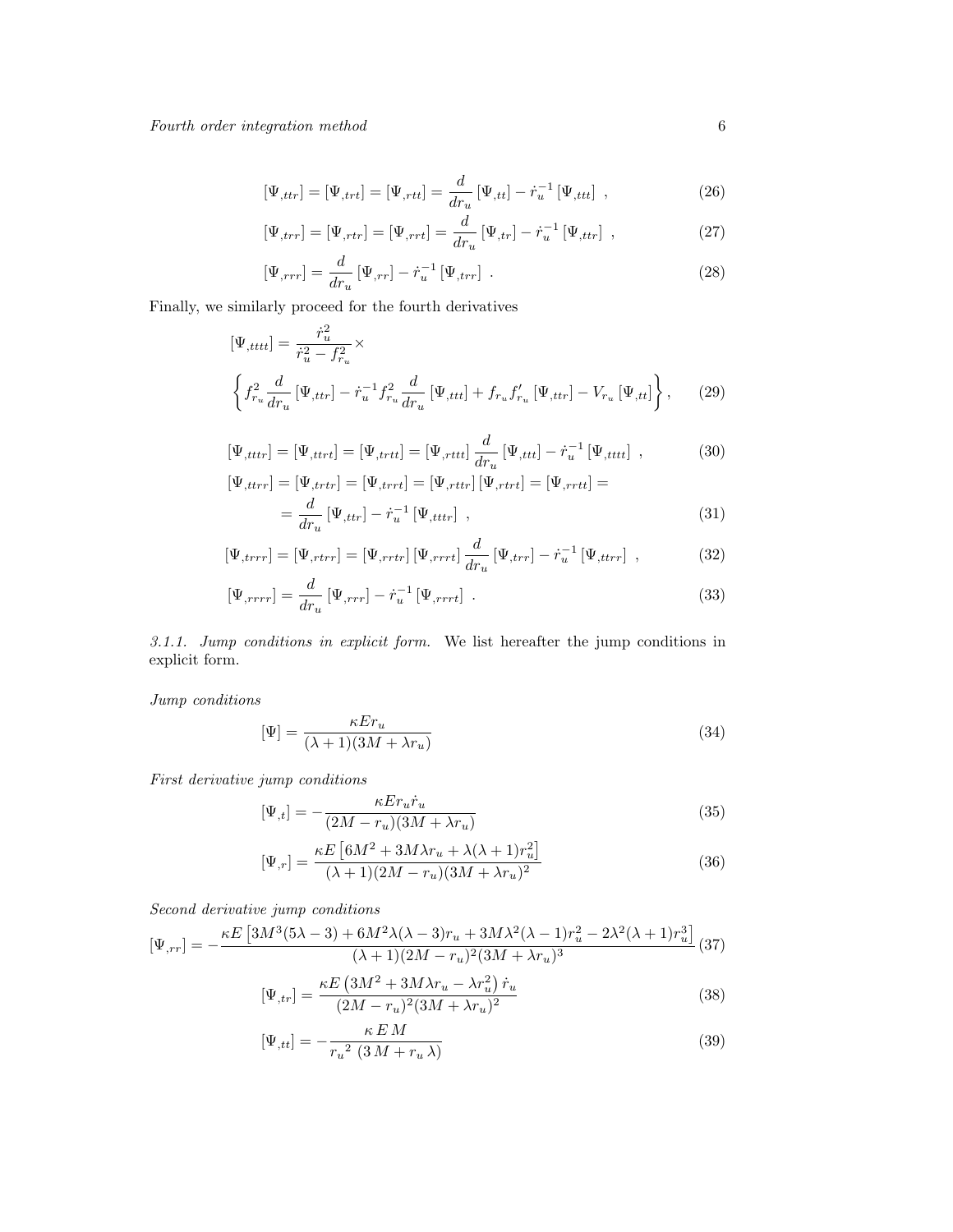$$[\Psi_{,ttr}] = [\Psi_{,trt}] = [\Psi_{,rtt}] = \frac{d}{dr_u}[\Psi_{,tt}] - \dot{r}_u^{-1}[\Psi_{,ttt}] \ , \tag{26}$$

$$[\Psi_{,trr}] = [\Psi_{,rtr}] = [\Psi_{,rrt}] = \frac{d}{dr_u}[\Psi_{,tr}] - \dot{r}_u^{-1}[\Psi_{,ttr}] \ , \tag{27}$$

$$[\Psi_{,rrr}] = \frac{d}{dr_u}[\Psi_{,rr}] - \dot{r}_u^{-1}[\Psi_{,trr}] \ . \tag{28}$$

Finally, we similarly proceed for the fourth derivatives

$$[\Psi_{,tttt}] = \frac{\dot{r}_u^2}{\dot{r}_u^2 - f_{r_u}^2} \times \left\{ f_{r_u}^2 \frac{d}{dr_u}[\Psi_{,ttr}] - \dot{r}_u^{-1} f_{r_u}^2 \frac{d}{dr_u}[\Psi_{,ttt}] + f_{r_u} f'_{r_u}[\Psi_{,ttr}] - V_{r_u}[\Psi_{,tt}] \right\}, \tag{29}$$

$$[\Psi_{,tttr}] = [\Psi_{,ttrt}] = [\Psi_{,trtt}] = [\Psi_{,rttt}] \frac{d}{dr_u}[\Psi_{,ttt}] - \dot{r}_u^{-1}[\Psi_{,tttt}] \ , \tag{30}$$

$$[\Psi_{,ttrr}] = [\Psi_{,trtr}] = [\Psi_{,trrt}] = [\Psi_{,rttr}] [\Psi_{,rtrt}] = [\Psi_{,rrtt}] = = \frac{d}{dr_u}[\Psi_{,ttr}] - \dot{r}_u^{-1}[\Psi_{,tttr}] \ , \tag{31}$$

$$[\Psi_{,trrr}] = [\Psi_{,rtrr}] = [\Psi_{,rrtr}] [\Psi_{,rrrt}] \frac{d}{dr_u}[\Psi_{,trr}] - \dot{r}_u^{-1}[\Psi_{,ttrr}] \ , \tag{32}$$

$$[\Psi_{,rrrr}] = \frac{d}{dr_u}[\Psi_{,rrr}] - \dot{r}_u^{-1}[\Psi_{,rrrt}] \ . \tag{33}$$

*3.1.1. Jump conditions in explicit form.* We list hereafter the jump conditions in explicit form.

*Jump conditions*

$$[\Psi] = \frac{\kappa E r_u}{(\lambda+1)(3M+\lambda r_u)} \tag{34}$$

*First derivative jump conditions*

$$[\Psi_{,t}] = -\frac{\kappa E r_u \dot{r}_u}{(2M-r_u)(3M+\lambda r_u)} \tag{35}$$

$$[\Psi_{,r}] = \frac{\kappa E\left[6M^2 + 3M\lambda r_u + \lambda(\lambda+1)r_u^2\right]}{(\lambda+1)(2M-r_u)(3M+\lambda r_u)^2} \tag{36}$$

*Second derivative jump conditions*

$$[\Psi_{,rr}] = -\frac{\kappa E\left[3M^3(5\lambda-3) + 6M^2\lambda(\lambda-3)r_u + 3M\lambda^2(\lambda-1)r_u^2 - 2\lambda^2(\lambda+1)r_u^3\right]}{(\lambda+1)(2M-r_u)^2(3M+\lambda r_u)^3} \tag{37}$$

$$[\Psi_{,tr}] = \frac{\kappa E\left(3M^2 + 3M\lambda r_u - \lambda r_u^2\right)\dot{r}_u}{(2M-r_u)^2(3M+\lambda r_u)^2} \tag{38}$$

$$[\Psi_{,tt}] = -\frac{\kappa\, E\, M}{{r_u}^2\ (3\,M + r_u\,\lambda)} \tag{39}$$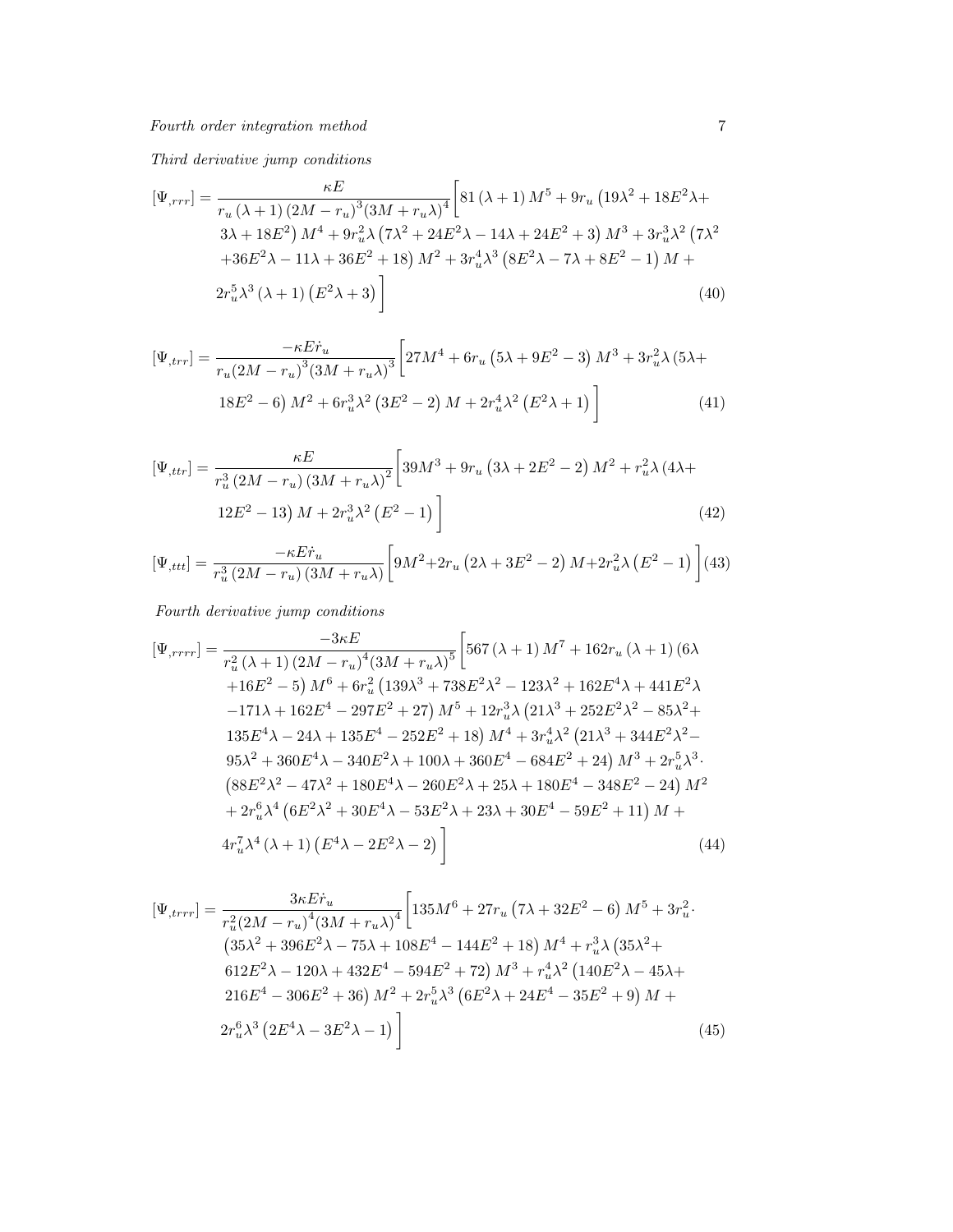*Third derivative jump conditions*

$$[\Psi_{,rrr}] = \frac{\kappa E}{r_u(\lambda+1)(2M-r_u)^3(3M+r_u\lambda)^4}\Big[81(\lambda+1)M^5 + 9r_u\left(19\lambda^2+18E^2\lambda+3\lambda+18E^2\right)M^4 + 9r_u^2\lambda\left(7\lambda^2+24E^2\lambda-14\lambda+24E^2+3\right)M^3 + 3r_u^3\lambda^2\left(7\lambda^2+36E^2\lambda-11\lambda+36E^2+18\right)M^2 + 3r_u^4\lambda^3\left(8E^2\lambda-7\lambda+8E^2-1\right)M + 2r_u^5\lambda^3(\lambda+1)\left(E^2\lambda+3\right)\Big] \quad (40)$$

$$[\Psi_{,trr}] = \frac{-\kappa E\dot{r}_u}{r_u(2M-r_u)^3(3M+r_u\lambda)^3}\Big[27M^4 + 6r_u\left(5\lambda+9E^2-3\right)M^3 + 3r_u^2\lambda\left(5\lambda+18E^2-6\right)M^2 + 6r_u^3\lambda^2\left(3E^2-2\right)M + 2r_u^4\lambda^2\left(E^2\lambda+1\right)\Big] \quad (41)$$

$$[\Psi_{,ttr}] = \frac{\kappa E}{r_u^3(2M-r_u)(3M+r_u\lambda)^2}\Big[39M^3 + 9r_u\left(3\lambda+2E^2-2\right)M^2 + r_u^2\lambda\left(4\lambda+12E^2-13\right)M + 2r_u^3\lambda^2\left(E^2-1\right)\Big] \quad (42)$$

$$[\Psi_{,ttt}] = \frac{-\kappa E\dot{r}_u}{r_u^3(2M-r_u)(3M+r_u\lambda)}\Big[9M^2 + 2r_u\left(2\lambda+3E^2-2\right)M + 2r_u^2\lambda\left(E^2-1\right)\Big] \quad (43)$$

*Fourth derivative jump conditions*

$$[\Psi_{,rrrr}] = \frac{-3\kappa E}{r_u^2(\lambda+1)(2M-r_u)^4(3M+r_u\lambda)^5}\Big[567(\lambda+1)M^7 + 162r_u(\lambda+1)(6\lambda+16E^2-5)M^6 + 6r_u^2\left(139\lambda^3+738E^2\lambda^2-123\lambda^2+162E^4\lambda+441E^2\lambda-171\lambda+162E^4-297E^2+27\right)M^5 + 12r_u^3\lambda\left(21\lambda^3+252E^2\lambda^2-85\lambda^2+135E^4\lambda-24\lambda+135E^4-252E^2+18\right)M^4 + 3r_u^4\lambda^2\left(21\lambda^3+344E^2\lambda^2-95\lambda^2+360E^4\lambda-340E^2\lambda+100\lambda+360E^4-684E^2+24\right)M^3 + 2r_u^5\lambda^3\cdot\left(88E^2\lambda^2-47\lambda^2+180E^4\lambda-260E^2\lambda+25\lambda+180E^4-348E^2-24\right)M^2 + 2r_u^6\lambda^4\left(6E^2\lambda^2+30E^4\lambda-53E^2\lambda+23\lambda+30E^4-59E^2+11\right)M + 4r_u^7\lambda^4(\lambda+1)\left(E^4\lambda-2E^2\lambda-2\right)\Big] \quad (44)$$

$$[\Psi_{,trrr}] = \frac{3\kappa E\dot{r}_u}{r_u^2(2M-r_u)^4(3M+r_u\lambda)^4}\Big[135M^6 + 27r_u\left(7\lambda+32E^2-6\right)M^5 + 3r_u^2\cdot\left(35\lambda^2+396E^2\lambda-75\lambda+108E^4-144E^2+18\right)M^4 + r_u^3\lambda\left(35\lambda^2+612E^2\lambda-120\lambda+432E^4-594E^2+72\right)M^3 + r_u^4\lambda^2\left(140E^2\lambda-45\lambda+216E^4-306E^2+36\right)M^2 + 2r_u^5\lambda^3\left(6E^2\lambda+24E^4-35E^2+9\right)M + 2r_u^6\lambda^3\left(2E^4\lambda-3E^2\lambda-1\right)\Big] \quad (45)$$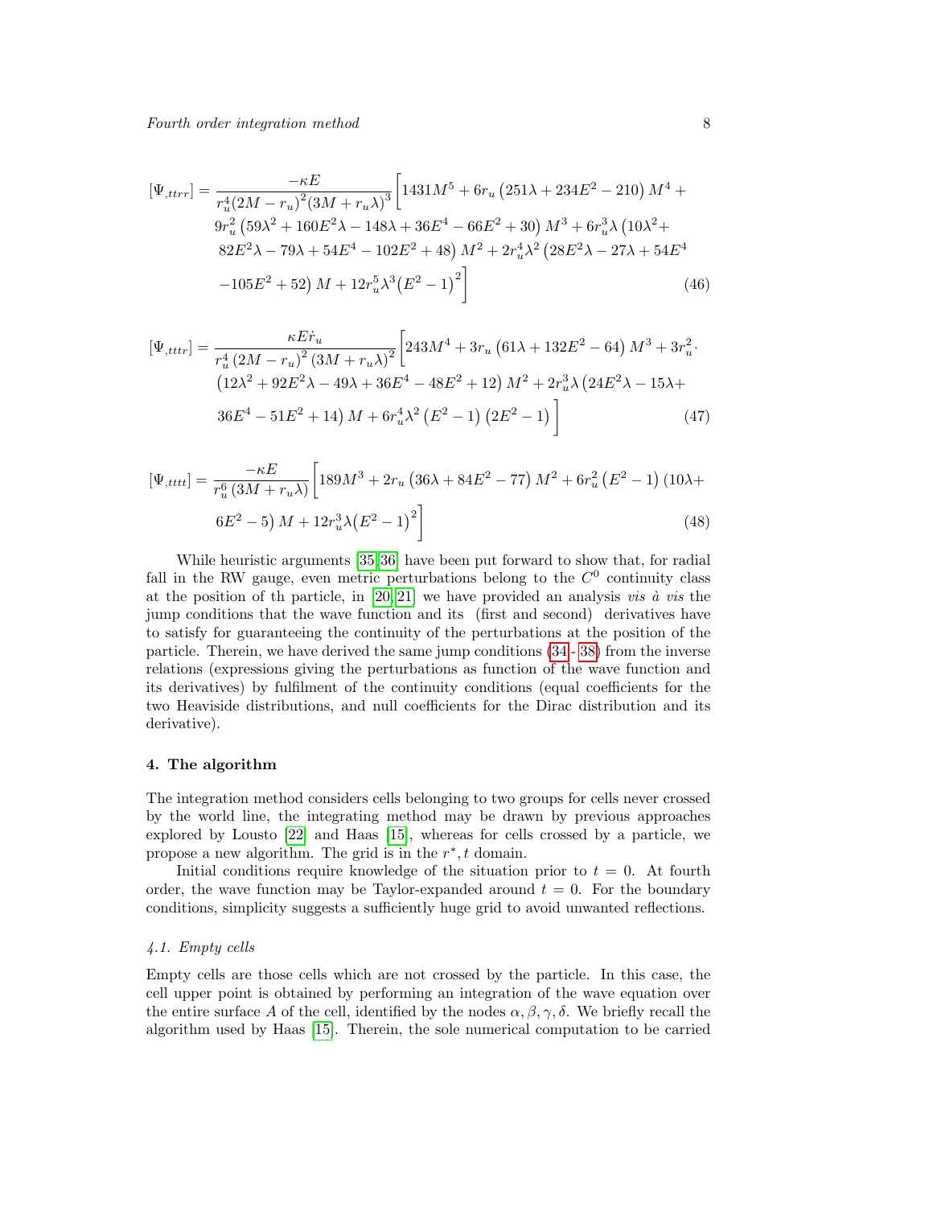$$
\begin{aligned}
[\Psi_{,ttrr}] = \frac{-\kappa E}{r_u^4(2M-r_u)^2(3M+r_u\lambda)^3}\Big[&1431M^5 + 6r_u\left(251\lambda+234E^2-210\right)M^4 + \\
&9r_u^2\left(59\lambda^2+160E^2\lambda-148\lambda+36E^4-66E^2+30\right)M^3 + 6r_u^3\lambda\left(10\lambda^2+\right. \\
&\left.82E^2\lambda-79\lambda+54E^4-102E^2+48\right)M^2 + 2r_u^4\lambda^2\left(28E^2\lambda-27\lambda+54E^4\right. \\
&\left.-105E^2+52\right)M + 12r_u^5\lambda^3\left(E^2-1\right)^2\Big]
\end{aligned} \tag{46}
$$

$$
\begin{aligned}
[\Psi_{,tttr}] = \frac{\kappa E\dot{r}_u}{r_u^4\left(2M-r_u\right)^2\left(3M+r_u\lambda\right)^2}\Big[&243M^4 + 3r_u\left(61\lambda+132E^2-64\right)M^3 + 3r_u^2\cdot \\
&\left(12\lambda^2+92E^2\lambda-49\lambda+36E^4-48E^2+12\right)M^2 + 2r_u^3\lambda\left(24E^2\lambda-15\lambda+\right. \\
&\left.36E^4-51E^2+14\right)M + 6r_u^4\lambda^2\left(E^2-1\right)\left(2E^2-1\right)\Big]
\end{aligned} \tag{47}
$$

$$
\begin{aligned}
[\Psi_{,tttt}] = \frac{-\kappa E}{r_u^6\left(3M+r_u\lambda\right)}\Big[&189M^3 + 2r_u\left(36\lambda+84E^2-77\right)M^2 + 6r_u^2\left(E^2-1\right)\left(10\lambda+\right. \\
&\left.6E^2-5\right)M + 12r_u^3\lambda\left(E^2-1\right)^2\Big]
\end{aligned} \tag{48}
$$

While heuristic arguments [35,36] have been put forward to show that, for radial fall in the RW gauge, even metric perturbations belong to the $C^0$ continuity class at the position of th particle, in [20,21] we have provided an analysis *vis à vis* the jump conditions that the wave function and its (first and second) derivatives have to satisfy for guaranteeing the continuity of the perturbations at the position of the particle. Therein, we have derived the same jump conditions (34 - 38) from the inverse relations (expressions giving the perturbations as function of the wave function and its derivatives) by fulfilment of the continuity conditions (equal coefficients for the two Heaviside distributions, and null coefficients for the Dirac distribution and its derivative).

## 4. The algorithm

The integration method considers cells belonging to two groups for cells never crossed by the world line, the integrating method may be drawn by previous approaches explored by Lousto [22] and Haas [15], whereas for cells crossed by a particle, we propose a new algorithm. The grid is in the $r^*, t$ domain.

Initial conditions require knowledge of the situation prior to $t = 0$. At fourth order, the wave function may be Taylor-expanded around $t = 0$. For the boundary conditions, simplicity suggests a sufficiently huge grid to avoid unwanted reflections.

### *4.1. Empty cells*

Empty cells are those cells which are not crossed by the particle. In this case, the cell upper point is obtained by performing an integration of the wave equation over the entire surface $A$ of the cell, identified by the nodes $\alpha, \beta, \gamma, \delta$. We briefly recall the algorithm used by Haas [15]. Therein, the sole numerical computation to be carried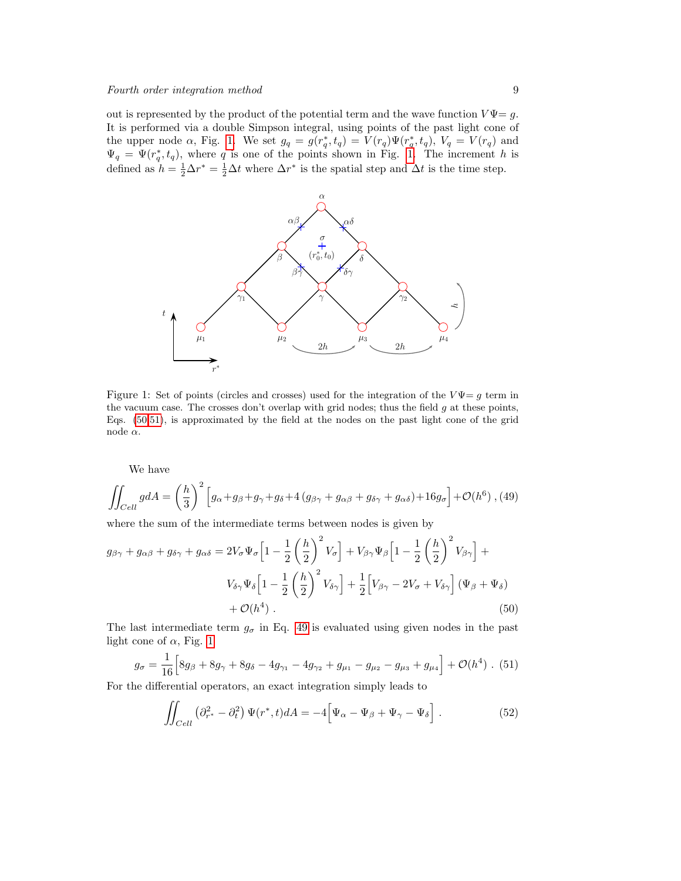out is represented by the product of the potential term and the wave function $V\Psi = g$. It is performed via a double Simpson integral, using points of the past light cone of the upper node $\alpha$, Fig. 1. We set $g_q = g(r^*_q, t_q) = V(r_q)\Psi(r^*_q, t_q)$, $V_q = V(r_q)$ and $\Psi_q = \Psi(r^*_q, t_q)$, where $q$ is one of the points shown in Fig. 1. The increment $h$ is defined as $h = \frac{1}{2}\Delta r^* = \frac{1}{2}\Delta t$ where $\Delta r^*$ is the spatial step and $\Delta t$ is the time step.

Figure 1: Set of points (circles and crosses) used for the integration of the $V\Psi = g$ term in the vacuum case. The crosses don't overlap with grid nodes; thus the field $g$ at these points, Eqs. (50,51), is approximated by the field at the nodes on the past light cone of the grid node $\alpha$.

We have

$$\iint_{Cell} g dA = \left(\frac{h}{3}\right)^2 \Big[g_\alpha + g_\beta + g_\gamma + g_\delta + 4\left(g_{\beta\gamma} + g_{\alpha\beta} + g_{\delta\gamma} + g_{\alpha\delta}\right) + 16 g_\sigma\Big] + \mathcal{O}(h^6)\,, \tag{49}$$

where the sum of the intermediate terms between nodes is given by

$$\begin{aligned} g_{\beta\gamma} + g_{\alpha\beta} + g_{\delta\gamma} + g_{\alpha\delta} = {}& 2V_\sigma\Psi_\sigma\Big[1 - \frac{1}{2}\left(\frac{h}{2}\right)^2 V_\sigma\Big] + V_{\beta\gamma}\Psi_\beta\Big[1 - \frac{1}{2}\left(\frac{h}{2}\right)^2 V_{\beta\gamma}\Big] + \\ & V_{\delta\gamma}\Psi_\delta\Big[1 - \frac{1}{2}\left(\frac{h}{2}\right)^2 V_{\delta\gamma}\Big] + \frac{1}{2}\Big[V_{\beta\gamma} - 2V_\sigma + V_{\delta\gamma}\Big]\left(\Psi_\beta + \Psi_\delta\right) \\ & + \mathcal{O}(h^4)\,. \end{aligned} \tag{50}$$

The last intermediate term $g_\sigma$ in Eq. 49 is evaluated using given nodes in the past light cone of $\alpha$, Fig. 1

$$g_\sigma = \frac{1}{16}\Big[8g_\beta + 8g_\gamma + 8g_\delta - 4g_{\gamma_1} - 4g_{\gamma_2} + g_{\mu_1} - g_{\mu_2} - g_{\mu_3} + g_{\mu_4}\Big] + \mathcal{O}(h^4)\,. \tag{51}$$

For the differential operators, an exact integration simply leads to

$$\iint_{Cell}\left(\partial^2_{r^*} - \partial^2_t\right)\Psi(r^*, t) dA = -4\Big[\Psi_\alpha - \Psi_\beta + \Psi_\gamma - \Psi_\delta\Big]\,. \tag{52}$$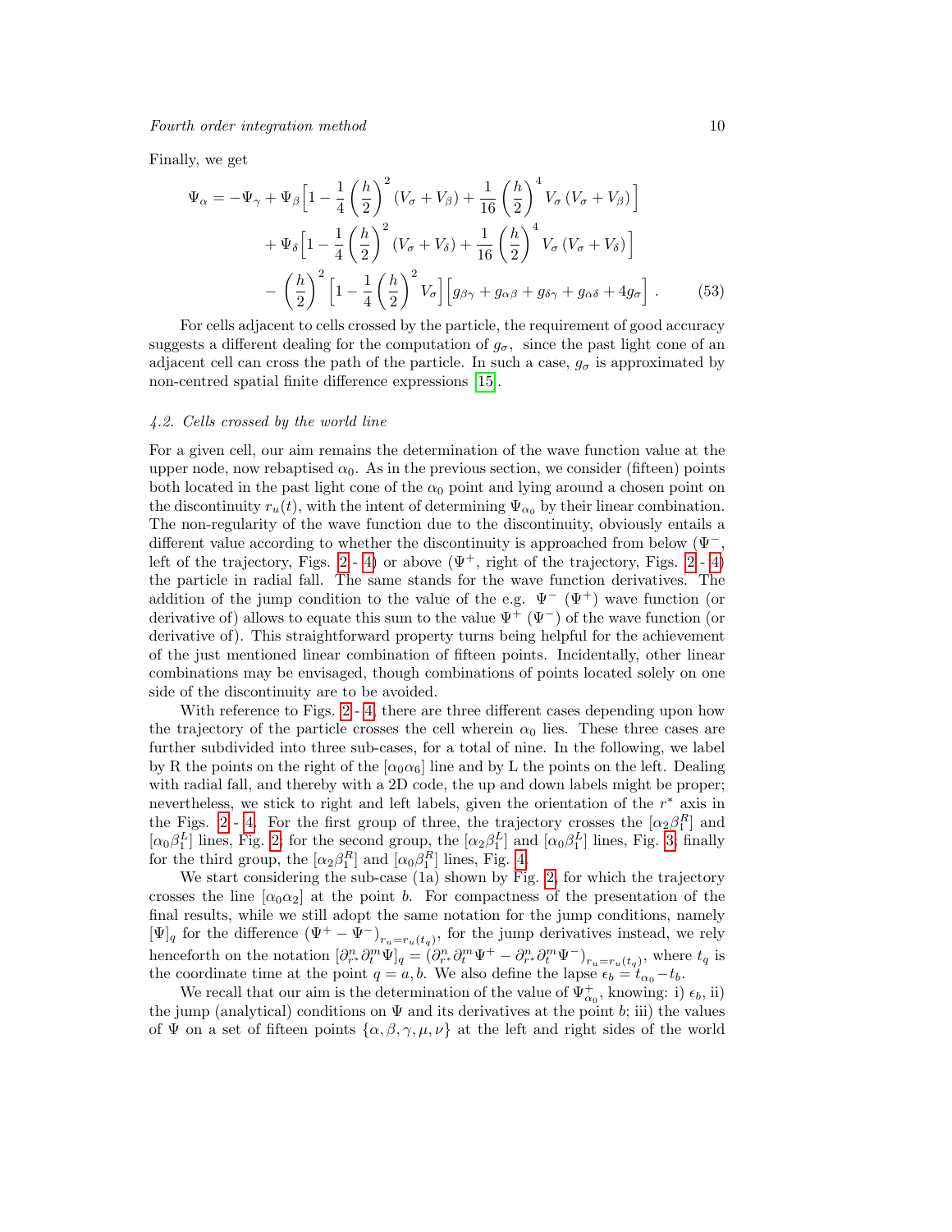Finally, we get

$$
\begin{aligned}
\Psi_\alpha = -\Psi_\gamma &+ \Psi_\beta\Big[1 - \frac{1}{4}\left(\frac{h}{2}\right)^2 (V_\sigma + V_\beta) + \frac{1}{16}\left(\frac{h}{2}\right)^4 V_\sigma\,(V_\sigma + V_\beta)\Big] \\
&+ \Psi_\delta\Big[1 - \frac{1}{4}\left(\frac{h}{2}\right)^2 (V_\sigma + V_\delta) + \frac{1}{16}\left(\frac{h}{2}\right)^4 V_\sigma\,(V_\sigma + V_\delta)\Big] \\
&- \left(\frac{h}{2}\right)^2 \Big[1 - \frac{1}{4}\left(\frac{h}{2}\right)^2 V_\sigma\Big]\Big[g_{\beta\gamma} + g_{\alpha\beta} + g_{\delta\gamma} + g_{\alpha\delta} + 4g_\sigma\Big]\,. \qquad (53)
\end{aligned}
$$

For cells adjacent to cells crossed by the particle, the requirement of good accuracy suggests a different dealing for the computation of $g_\sigma$, since the past light cone of an adjacent cell can cross the path of the particle. In such a case, $g_\sigma$ is approximated by non-centred spatial finite difference expressions [15].

### 4.2. Cells crossed by the world line

For a given cell, our aim remains the determination of the wave function value at the upper node, now rebaptised $\alpha_0$. As in the previous section, we consider (fifteen) points both located in the past light cone of the $\alpha_0$ point and lying around a chosen point on the discontinuity $r_u(t)$, with the intent of determining $\Psi_{\alpha_0}$ by their linear combination. The non-regularity of the wave function due to the discontinuity, obviously entails a different value according to whether the discontinuity is approached from below ($\Psi^-$, left of the trajectory, Figs. 2 - 4) or above ($\Psi^+$, right of the trajectory, Figs. 2 - 4) the particle in radial fall. The same stands for the wave function derivatives. The addition of the jump condition to the value of the e.g. $\Psi^-$ ($\Psi^+$) wave function (or derivative of) allows to equate this sum to the value $\Psi^+$ ($\Psi^-$) of the wave function (or derivative of). This straightforward property turns being helpful for the achievement of the just mentioned linear combination of fifteen points. Incidentally, other linear combinations may be envisaged, though combinations of points located solely on one side of the discontinuity are to be avoided.

With reference to Figs. 2 - 4, there are three different cases depending upon how the trajectory of the particle crosses the cell wherein $\alpha_0$ lies. These three cases are further subdivided into three sub-cases, for a total of nine. In the following, we label by R the points on the right of the $[\alpha_0\alpha_6]$ line and by L the points on the left. Dealing with radial fall, and thereby with a 2D code, the up and down labels might be proper; nevertheless, we stick to right and left labels, given the orientation of the $r^*$ axis in the Figs. 2 - 4. For the first group of three, the trajectory crosses the $[\alpha_2\beta_1^R]$ and $[\alpha_0\beta_1^L]$ lines, Fig. 2; for the second group, the $[\alpha_2\beta_1^L]$ and $[\alpha_0\beta_1^L]$ lines, Fig. 3; finally for the third group, the $[\alpha_2\beta_1^R]$ and $[\alpha_0\beta_1^R]$ lines, Fig. 4.

We start considering the sub-case (1a) shown by Fig. 2, for which the trajectory crosses the line $[\alpha_0\alpha_2]$ at the point $b$. For compactness of the presentation of the final results, while we still adopt the same notation for the jump conditions, namely $[\Psi]_q$ for the difference $(\Psi^+ - \Psi^-)_{r_u = r_u(t_q)}$, for the jump derivatives instead, we rely henceforth on the notation $[\partial^n_{r^*}\partial^m_t\Psi]_q = (\partial^n_{r^*}\partial^m_t\Psi^+ - \partial^n_{r^*}\partial^m_t\Psi^-)_{r_u = r_u(t_q)}$, where $t_q$ is the coordinate time at the point $q = a, b$. We also define the lapse $\epsilon_b = t_{\alpha_0} - t_b$.

We recall that our aim is the determination of the value of $\Psi^+_{\alpha_0}$, knowing: i) $\epsilon_b$, ii) the jump (analytical) conditions on $\Psi$ and its derivatives at the point $b$; iii) the values of $\Psi$ on a set of fifteen points $\{\alpha, \beta, \gamma, \mu, \nu\}$ at the left and right sides of the world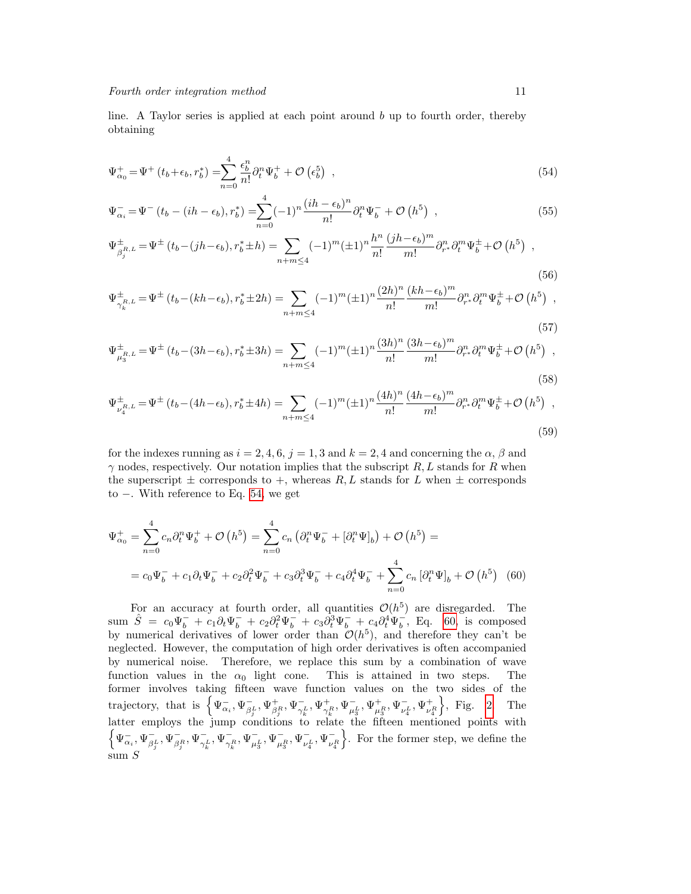line. A Taylor series is applied at each point around $b$ up to fourth order, thereby obtaining

$$\Psi^+_{\alpha_0} = \Psi^+\left(t_b + \epsilon_b, r^*_b\right) = \sum_{n=0}^{4} \frac{\epsilon_b^n}{n!} \partial_t^n \Psi_b^+ + \mathcal{O}\left(\epsilon_b^5\right) \ , \tag{54}$$

$$\Psi^-_{\alpha_i} = \Psi^-\left(t_b - (ih - \epsilon_b), r^*_b\right) = \sum_{n=0}^{4} (-1)^n \frac{(ih - \epsilon_b)^n}{n!} \partial_t^n \Psi_b^- + \mathcal{O}\left(h^5\right) \ , \tag{55}$$

$$\Psi^\pm_{\beta_j^{R,L}} = \Psi^\pm\left(t_b - (jh - \epsilon_b), r^*_b \pm h\right) = \sum_{n+m\leq 4} (-1)^m (\pm 1)^n \frac{h^n}{n!} \frac{(jh - \epsilon_b)^m}{m!} \partial^n_{r^*} \partial^m_t \Psi^\pm_b + \mathcal{O}\left(h^5\right) \ , \tag{56}$$

$$\Psi^\pm_{\gamma_k^{R,L}} = \Psi^\pm\left(t_b - (kh - \epsilon_b), r^*_b \pm 2h\right) = \sum_{n+m\leq 4} (-1)^m (\pm 1)^n \frac{(2h)^n}{n!} \frac{(kh - \epsilon_b)^m}{m!} \partial^n_{r^*} \partial^m_t \Psi^\pm_b + \mathcal{O}\left(h^5\right) \ , \tag{57}$$

$$\Psi^\pm_{\mu_3^{R,L}} = \Psi^\pm\left(t_b - (3h - \epsilon_b), r^*_b \pm 3h\right) = \sum_{n+m\leq 4} (-1)^m (\pm 1)^n \frac{(3h)^n}{n!} \frac{(3h - \epsilon_b)^m}{m!} \partial^n_{r^*} \partial^m_t \Psi^\pm_b + \mathcal{O}\left(h^5\right) \ , \tag{58}$$

$$\Psi^\pm_{\nu_4^{R,L}} = \Psi^\pm\left(t_b - (4h - \epsilon_b), r^*_b \pm 4h\right) = \sum_{n+m\leq 4} (-1)^m (\pm 1)^n \frac{(4h)^n}{n!} \frac{(4h - \epsilon_b)^m}{m!} \partial^n_{r^*} \partial^m_t \Psi^\pm_b + \mathcal{O}\left(h^5\right) \ , \tag{59}$$

for the indexes running as $i = 2, 4, 6$, $j = 1, 3$ and $k = 2, 4$ and concerning the $\alpha$, $\beta$ and $\gamma$ nodes, respectively. Our notation implies that the subscript $R, L$ stands for $R$ when the superscript $\pm$ corresponds to $+$, whereas $R, L$ stands for $L$ when $\pm$ corresponds to $-$. With reference to Eq. 54, we get

$$\begin{aligned}
\Psi^+_{\alpha_0} &= \sum_{n=0}^{4} c_n \partial_t^n \Psi_b^+ + \mathcal{O}\left(h^5\right) = \sum_{n=0}^{4} c_n \left(\partial_t^n \Psi_b^- + \left[\partial_t^n \Psi\right]_b\right) + \mathcal{O}\left(h^5\right) = \\
&= c_0 \Psi_b^- + c_1 \partial_t \Psi_b^- + c_2 \partial_t^2 \Psi_b^- + c_3 \partial_t^3 \Psi_b^- + c_4 \partial_t^4 \Psi_b^- + \sum_{n=0}^{4} c_n \left[\partial_t^n \Psi\right]_b + \mathcal{O}\left(h^5\right)
\end{aligned} \tag{60}$$

For an accuracy at fourth order, all quantities $\mathcal{O}(h^5)$ are disregarded. The sum $\hat{S} = c_0 \Psi_b^- + c_1 \partial_t \Psi_b^- + c_2 \partial_t^2 \Psi_b^- + c_3 \partial_t^3 \Psi_b^- + c_4 \partial_t^4 \Psi_b^-$, Eq. 60, is composed by numerical derivatives of lower order than $\mathcal{O}(h^5)$, and therefore they can't be neglected. However, the computation of high order derivatives is often accompanied by numerical noise. Therefore, we replace this sum by a combination of wave function values in the $\alpha_0$ light cone. This is attained in two steps. The former involves taking fifteen wave function values on the two sides of the trajectory, that is $\left\{\Psi^-_{\alpha_i}, \Psi^-_{\beta_j^L}, \Psi^+_{\beta_j^R}, \Psi^-_{\gamma_k^L}, \Psi^+_{\gamma_k^R}, \Psi^-_{\mu_3^L}, \Psi^+_{\mu_3^R}, \Psi^-_{\nu_4^L}, \Psi^+_{\nu_4^R}\right\}$, Fig. 2. The latter employs the jump conditions to relate the fifteen mentioned points with $\left\{\Psi^-_{\alpha_i}, \Psi^-_{\beta_j^L}, \Psi^-_{\beta_j^R}, \Psi^-_{\gamma_k^L}, \Psi^-_{\gamma_k^R}, \Psi^-_{\mu_3^L}, \Psi^-_{\mu_3^R}, \Psi^-_{\nu_4^L}, \Psi^-_{\nu_4^R}\right\}$. For the former step, we define the sum $S$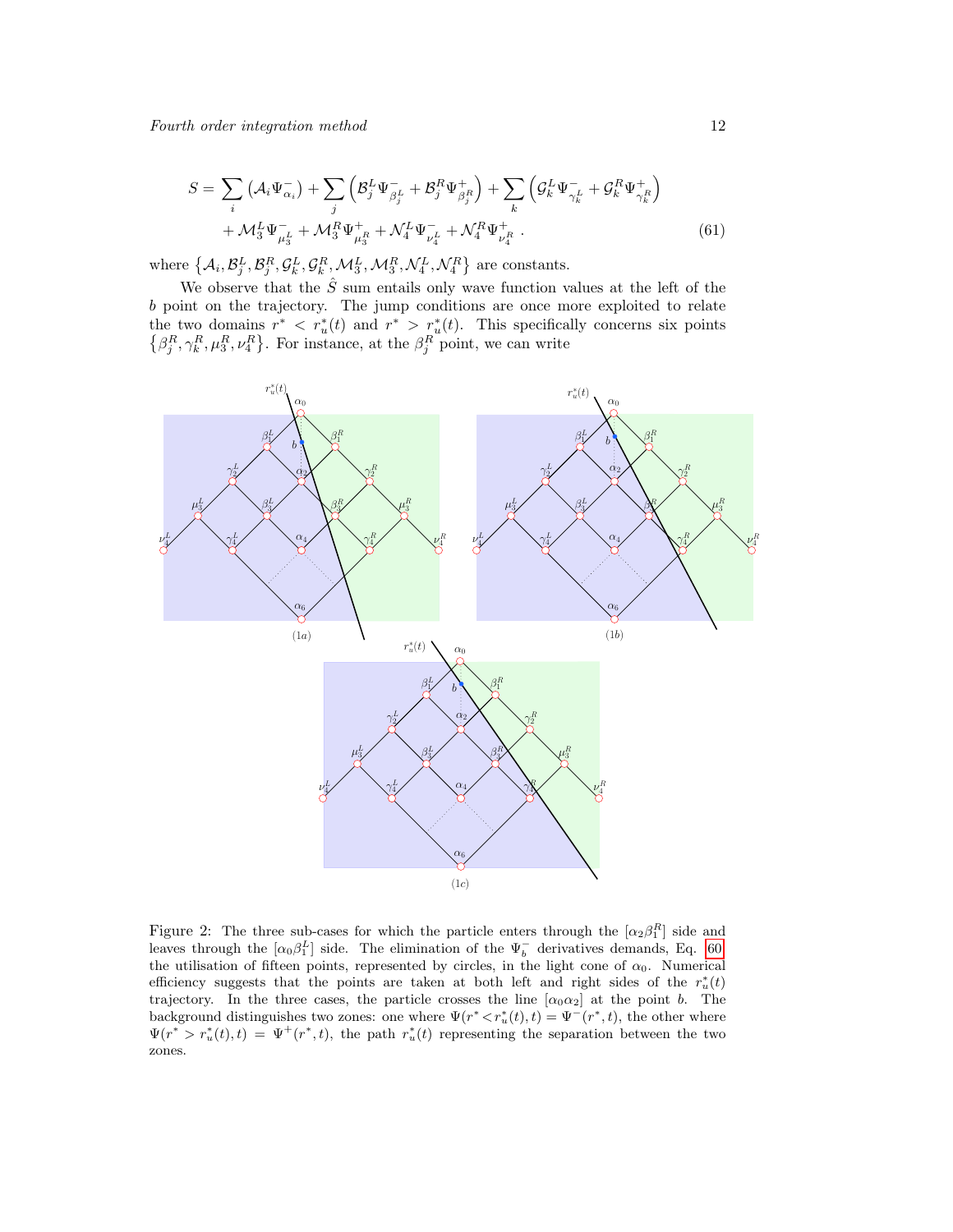$$
\begin{aligned}
S = &\sum_i \left(\mathcal{A}_i \Psi^-_{\alpha_i}\right) + \sum_j \left(\mathcal{B}^L_j \Psi^-_{\beta^L_j} + \mathcal{B}^R_j \Psi^+_{\beta^R_j}\right) + \sum_k \left(\mathcal{G}^L_k \Psi^-_{\gamma^L_k} + \mathcal{G}^R_k \Psi^+_{\gamma^R_k}\right) \\
&+ \mathcal{M}^L_3 \Psi^-_{\mu^L_3} + \mathcal{M}^R_3 \Psi^+_{\mu^R_3} + \mathcal{N}^L_4 \Psi^-_{\nu^L_4} + \mathcal{N}^R_4 \Psi^+_{\nu^R_4} \,. \qquad (61)
\end{aligned}
$$

where $\left\{\mathcal{A}_i, \mathcal{B}^L_j, \mathcal{B}^R_j, \mathcal{G}^L_k, \mathcal{G}^R_k, \mathcal{M}^L_3, \mathcal{M}^R_3, \mathcal{N}^L_4, \mathcal{N}^R_4\right\}$ are constants.

We observe that the $\hat{S}$ sum entails only wave function values at the left of the $b$ point on the trajectory. The jump conditions are once more exploited to relate the two domains $r^* < r^*_u(t)$ and $r^* > r^*_u(t)$. This specifically concerns six points $\left\{\beta^R_j, \gamma^R_k, \mu^R_3, \nu^R_4\right\}$. For instance, at the $\beta^R_j$ point, we can write

Figure 2: The three sub-cases for which the particle enters through the $[\alpha_2\beta^R_1]$ side and leaves through the $[\alpha_0\beta^L_1]$ side. The elimination of the $\Psi^-_b$ derivatives demands, Eq. 60, the utilisation of fifteen points, represented by circles, in the light cone of $\alpha_0$. Numerical efficiency suggests that the points are taken at both left and right sides of the $r^*_u(t)$ trajectory. In the three cases, the particle crosses the line $[\alpha_0\alpha_2]$ at the point $b$. The background distinguishes two zones: one where $\Psi(r^* < r^*_u(t), t) = \Psi^-(r^*, t)$, the other where $\Psi(r^* > r^*_u(t), t) = \Psi^+(r^*, t)$, the path $r^*_u(t)$ representing the separation between the two zones.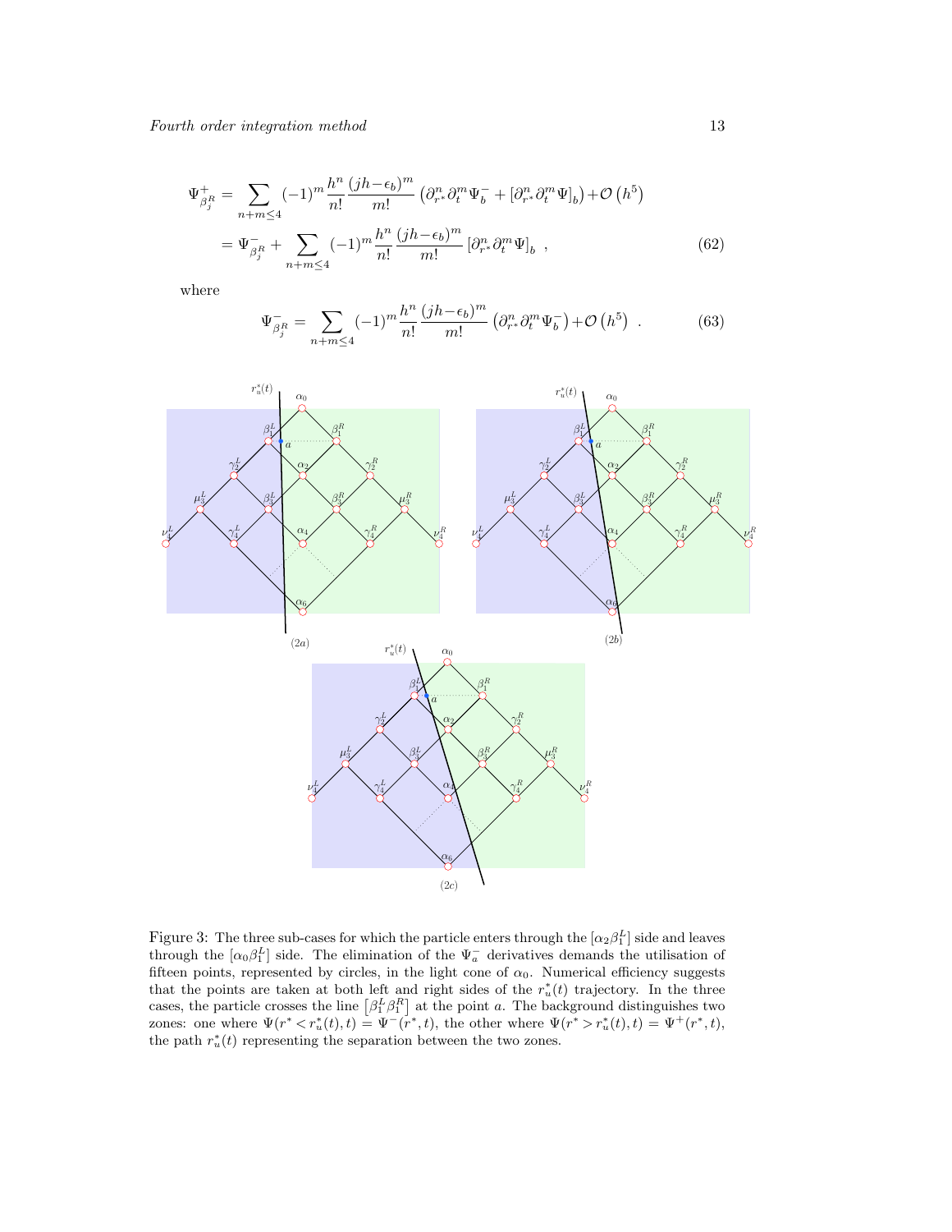$$
\begin{aligned}
\Psi^{+}_{\beta^R_j} &= \sum_{n+m\leq 4} (-1)^m \frac{h^n}{n!}\frac{(jh-\epsilon_b)^m}{m!}\left(\partial^n_{r^*}\partial^m_t \Psi^-_b + \left[\partial^n_{r^*}\partial^m_t \Psi\right]_b\right) + \mathcal{O}\left(h^5\right) \\
&= \Psi^{-}_{\beta^R_j} + \sum_{n+m\leq 4} (-1)^m \frac{h^n}{n!}\frac{(jh-\epsilon_b)^m}{m!}\left[\partial^n_{r^*}\partial^m_t \Psi\right]_b \ , \qquad (62)
\end{aligned}
$$

where

$$
\Psi^{-}_{\beta^R_j} = \sum_{n+m\leq 4} (-1)^m \frac{h^n}{n!}\frac{(jh-\epsilon_b)^m}{m!}\left(\partial^n_{r^*}\partial^m_t \Psi^-_b\right) + \mathcal{O}\left(h^5\right) \ . \qquad (63)
$$

Figure 3: The three sub-cases for which the particle enters through the $[\alpha_2\beta^L_1]$ side and leaves through the $[\alpha_0\beta^L_1]$ side. The elimination of the $\Psi^-_a$ derivatives demands the utilisation of fifteen points, represented by circles, in the light cone of $\alpha_0$. Numerical efficiency suggests that the points are taken at both left and right sides of the $r^*_u(t)$ trajectory. In the three cases, the particle crosses the line $\left[\beta^L_1\beta^R_1\right]$ at the point $a$. The background distinguishes two zones: one where $\Psi(r^* < r^*_u(t), t) = \Psi^-(r^*, t)$, the other where $\Psi(r^* > r^*_u(t), t) = \Psi^+(r^*, t)$, the path $r^*_u(t)$ representing the separation between the two zones.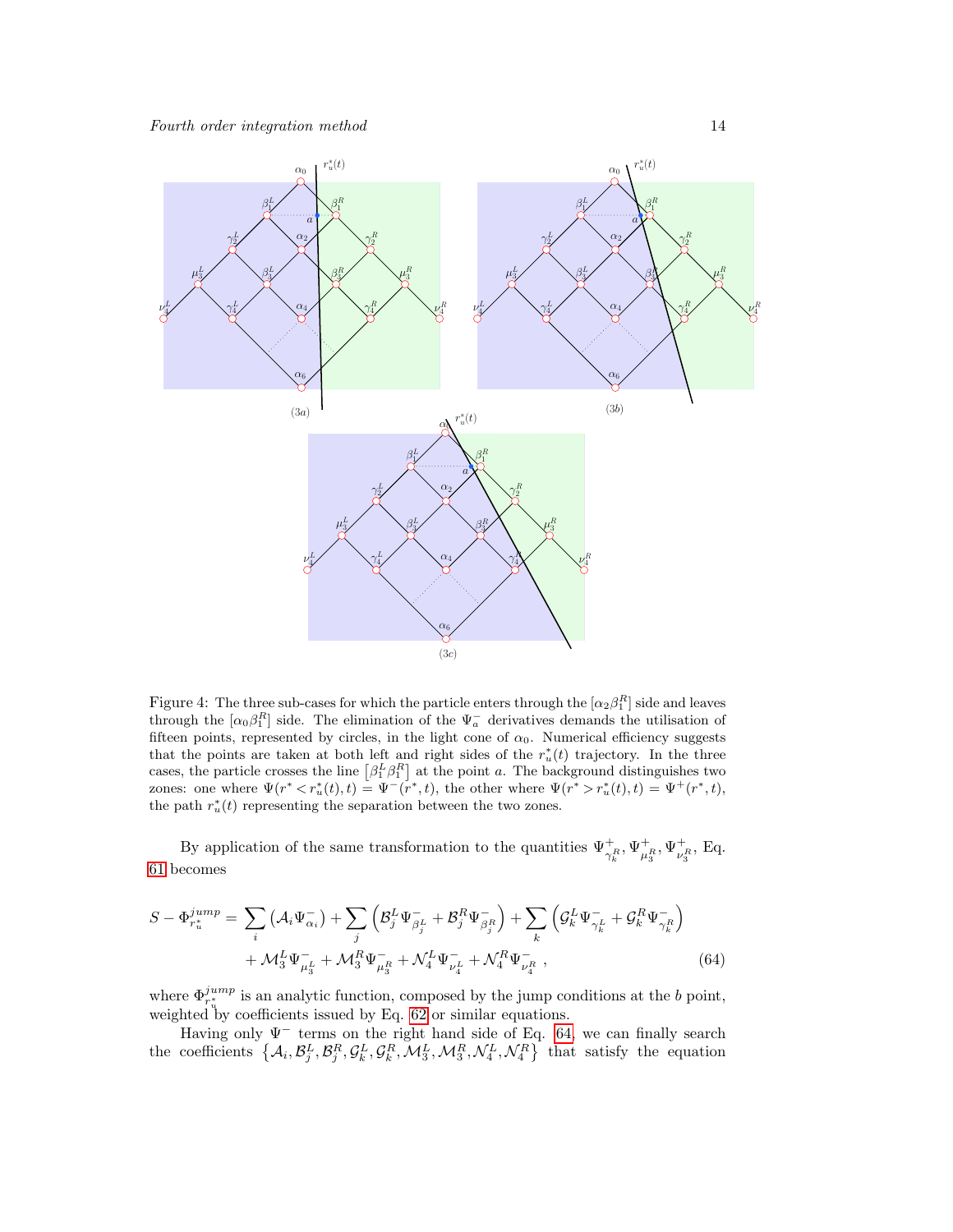Figure 4: The three sub-cases for which the particle enters through the $[\alpha_2\beta_1^R]$ side and leaves through the $[\alpha_0\beta_1^R]$ side. The elimination of the $\Psi_a^-$ derivatives demands the utilisation of fifteen points, represented by circles, in the light cone of $\alpha_0$. Numerical efficiency suggests that the points are taken at both left and right sides of the $r_u^*(t)$ trajectory. In the three cases, the particle crosses the line $\left[\beta_1^L\beta_1^R\right]$ at the point $a$. The background distinguishes two zones: one where $\Psi(r^* < r_u^*(t), t) = \Psi^-(r^*, t)$, the other where $\Psi(r^* > r_u^*(t), t) = \Psi^+(r^*, t)$, the path $r_u^*(t)$ representing the separation between the two zones.

By application of the same transformation to the quantities $\Psi^+_{\gamma_k^R}, \Psi^+_{\mu_3^R}, \Psi^+_{\nu_3^R}$, Eq. 61 becomes

$$
\begin{aligned}
S - \Phi^{jump}_{r_u^*} = & \sum_i \left(\mathcal{A}_i \Psi^-_{\alpha_i}\right) + \sum_j \left(\mathcal{B}^L_j \Psi^-_{\beta^L_j} + \mathcal{B}^R_j \Psi^-_{\beta^R_j}\right) + \sum_k \left(\mathcal{G}^L_k \Psi^-_{\gamma^L_k} + \mathcal{G}^R_k \Psi^-_{\gamma^R_k}\right) \\
& + \mathcal{M}^L_3 \Psi^-_{\mu^L_3} + \mathcal{M}^R_3 \Psi^-_{\mu^R_3} + \mathcal{N}^L_4 \Psi^-_{\nu^L_4} + \mathcal{N}^R_4 \Psi^-_{\nu^R_4} \,, \qquad (64)
\end{aligned}
$$

where $\Phi^{jump}_{r_u^*}$ is an analytic function, composed by the jump conditions at the $b$ point, weighted by coefficients issued by Eq. 62 or similar equations.

Having only $\Psi^-$ terms on the right hand side of Eq. 64, we can finally search the coefficients $\left\{\mathcal{A}_i, \mathcal{B}^L_j, \mathcal{B}^R_j, \mathcal{G}^L_k, \mathcal{G}^R_k, \mathcal{M}^L_3, \mathcal{M}^R_3, \mathcal{N}^L_4, \mathcal{N}^R_4\right\}$ that satisfy the equation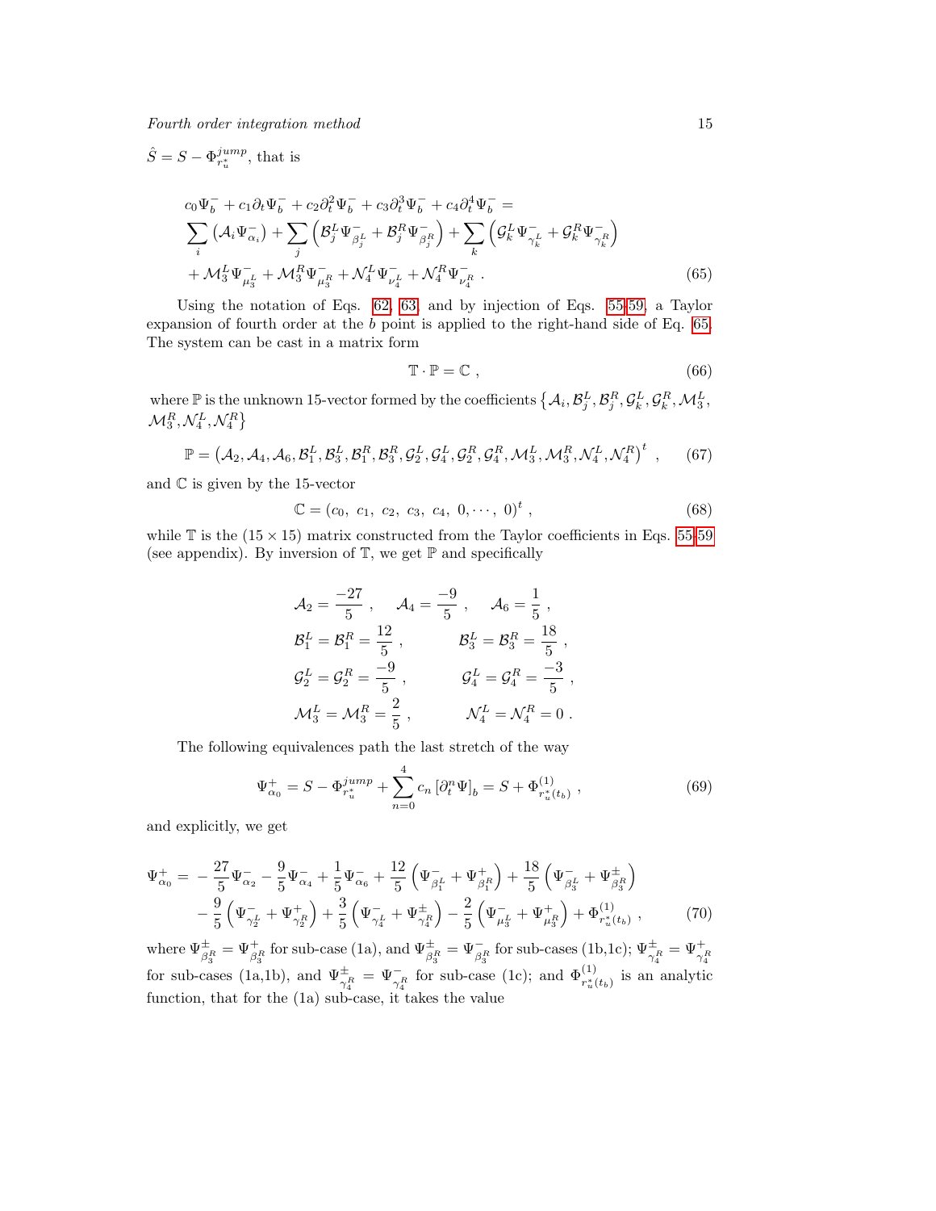$\hat{S} = S - \Phi^{jump}_{r_u^*}$, that is

$$
\begin{aligned}
&c_0\Psi_b^- + c_1\partial_t\Psi_b^- + c_2\partial_t^2\Psi_b^- + c_3\partial_t^3\Psi_b^- + c_4\partial_t^4\Psi_b^- = \\
&\sum_i \left(\mathcal{A}_i\Psi_{\alpha_i}^-\right) + \sum_j \left(\mathcal{B}_j^L\Psi^-_{\beta_j^L} + \mathcal{B}_j^R\Psi^-_{\beta_j^R}\right) + \sum_k \left(\mathcal{G}_k^L\Psi^-_{\gamma_k^L} + \mathcal{G}_k^R\Psi^-_{\gamma_k^R}\right) \\
&+ \mathcal{M}_3^L\Psi^-_{\mu_3^L} + \mathcal{M}_3^R\Psi^-_{\mu_3^R} + \mathcal{N}_4^L\Psi^-_{\nu_4^L} + \mathcal{N}_4^R\Psi^-_{\nu_4^R} \; . 
\end{aligned} \tag{65}
$$

Using the notation of Eqs. 62, 63, and by injection of Eqs. 55-59, a Taylor expansion of fourth order at the $b$ point is applied to the right-hand side of Eq. 65. The system can be cast in a matrix form

$$
\mathbb{T}\cdot\mathbb{P} = \mathbb{C} \; , \tag{66}
$$

where $\mathbb{P}$ is the unknown 15-vector formed by the coefficients $\{\mathcal{A}_i, \mathcal{B}_j^L, \mathcal{B}_j^R, \mathcal{G}_k^L, \mathcal{G}_k^R, \mathcal{M}_3^L, \mathcal{M}_3^R, \mathcal{N}_4^L, \mathcal{N}_4^R\}$

$$
\mathbb{P} = \left(\mathcal{A}_2, \mathcal{A}_4, \mathcal{A}_6, \mathcal{B}_1^L, \mathcal{B}_3^L, \mathcal{B}_1^R, \mathcal{B}_3^R, \mathcal{G}_2^L, \mathcal{G}_4^L, \mathcal{G}_2^R, \mathcal{G}_4^R, \mathcal{M}_3^L, \mathcal{M}_3^R, \mathcal{N}_4^L, \mathcal{N}_4^R\right)^t \; , \tag{67}
$$

and $\mathbb{C}$ is given by the 15-vector

$$
\mathbb{C} = (c_0,\; c_1,\; c_2,\; c_3,\; c_4,\; 0, \cdots,\; 0)^t \; , \tag{68}
$$

while $\mathbb{T}$ is the $(15\times 15)$ matrix constructed from the Taylor coefficients in Eqs. 55-59 (see appendix). By inversion of $\mathbb{T}$, we get $\mathbb{P}$ and specifically

$$
\begin{aligned}
&\mathcal{A}_2 = \frac{-27}{5}\; , \quad \mathcal{A}_4 = \frac{-9}{5}\; , \quad \mathcal{A}_6 = \frac{1}{5}\; , \\
&\mathcal{B}_1^L = \mathcal{B}_1^R = \frac{12}{5}\; , \qquad \mathcal{B}_3^L = \mathcal{B}_3^R = \frac{18}{5}\; , \\
&\mathcal{G}_2^L = \mathcal{G}_2^R = \frac{-9}{5}\; , \qquad \mathcal{G}_4^L = \mathcal{G}_4^R = \frac{-3}{5}\; , \\
&\mathcal{M}_3^L = \mathcal{M}_3^R = \frac{2}{5}\; , \qquad \mathcal{N}_4^L = \mathcal{N}_4^R = 0\; .
\end{aligned}
$$

The following equivalences path the last stretch of the way

$$
\Psi^+_{\alpha_0} = S - \Phi^{jump}_{r_u^*} + \sum_{n=0}^{4} c_n \left[\partial_t^n\Psi\right]_b = S + \Phi^{(1)}_{r_u^*(t_b)} \; , \tag{69}
$$

and explicitly, we get

$$
\begin{aligned}
\Psi^+_{\alpha_0} = &-\frac{27}{5}\Psi^-_{\alpha_2} - \frac{9}{5}\Psi^-_{\alpha_4} + \frac{1}{5}\Psi^-_{\alpha_6} + \frac{12}{5}\left(\Psi^-_{\beta_1^L} + \Psi^+_{\beta_1^R}\right) + \frac{18}{5}\left(\Psi^-_{\beta_3^L} + \Psi^\pm_{\beta_3^R}\right) \\
&- \frac{9}{5}\left(\Psi^-_{\gamma_2^L} + \Psi^+_{\gamma_2^R}\right) + \frac{3}{5}\left(\Psi^-_{\gamma_4^L} + \Psi^\pm_{\gamma_4^R}\right) - \frac{2}{5}\left(\Psi^-_{\mu_3^L} + \Psi^+_{\mu_3^R}\right) + \Phi^{(1)}_{r_u^*(t_b)} \; ,
\end{aligned} \tag{70}
$$

where $\Psi^\pm_{\beta_3^R} = \Psi^+_{\beta_3^R}$ for sub-case (1a), and $\Psi^\pm_{\beta_3^R} = \Psi^-_{\beta_3^R}$ for sub-cases (1b,1c); $\Psi^\pm_{\gamma_4^R} = \Psi^+_{\gamma_4^R}$ for sub-cases (1a,1b), and $\Psi^\pm_{\gamma_4^R} = \Psi^-_{\gamma_4^R}$ for sub-case (1c); and $\Phi^{(1)}_{r_u^*(t_b)}$ is an analytic function, that for the (1a) sub-case, it takes the value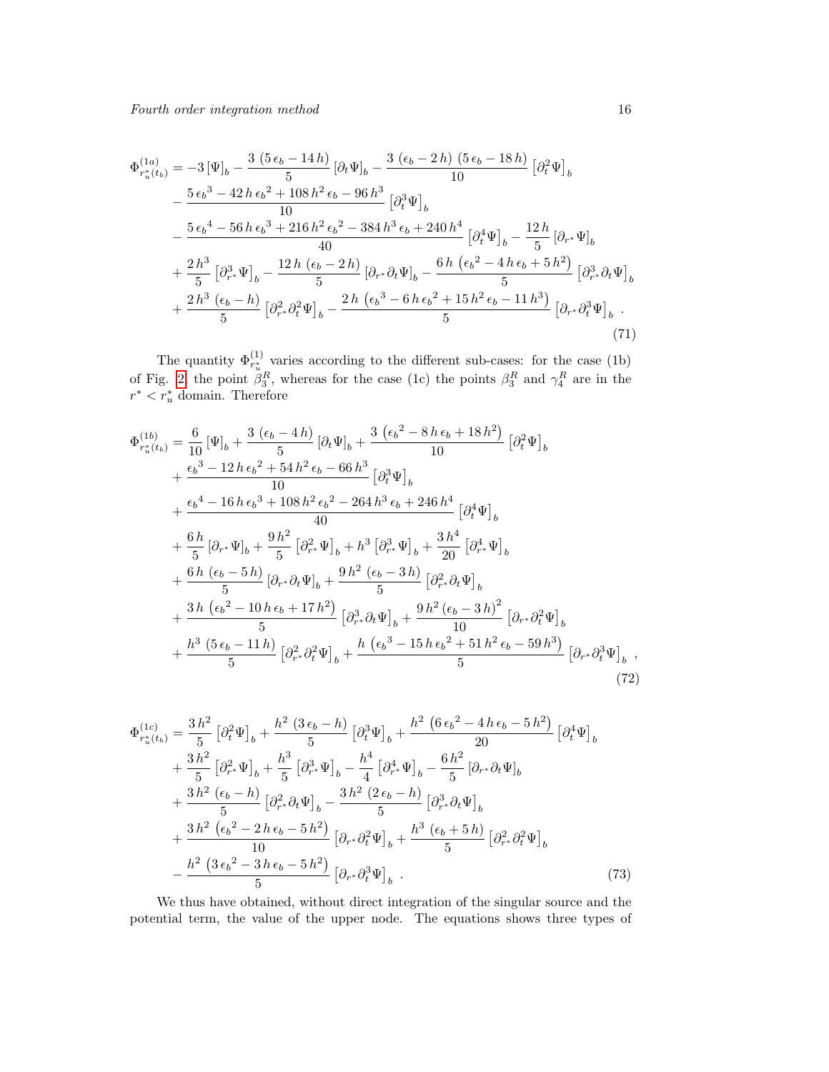$$
\begin{aligned}
\Phi^{(1a)}_{r^*_u(t_b)} &= -3\left[\Psi\right]_b - \frac{3\,(5\,\epsilon_b - 14\,h)}{5}\left[\partial_t\Psi\right]_b - \frac{3\,(\epsilon_b - 2\,h)\,(5\,\epsilon_b - 18\,h)}{10}\left[\partial_t^2\Psi\right]_b \\
&- \frac{5\,{\epsilon_b}^3 - 42\,h\,{\epsilon_b}^2 + 108\,h^2\,\epsilon_b - 96\,h^3}{10}\left[\partial_t^3\Psi\right]_b \\
&- \frac{5\,{\epsilon_b}^4 - 56\,h\,{\epsilon_b}^3 + 216\,h^2\,{\epsilon_b}^2 - 384\,h^3\,\epsilon_b + 240\,h^4}{40}\left[\partial_t^4\Psi\right]_b - \frac{12\,h}{5}\left[\partial_{r^*}\Psi\right]_b \\
&+ \frac{2\,h^3}{5}\left[\partial_{r^*}^3\Psi\right]_b - \frac{12\,h\,(\epsilon_b - 2\,h)}{5}\left[\partial_{r^*}\partial_t\Psi\right]_b - \frac{6\,h\,\left({\epsilon_b}^2 - 4\,h\,\epsilon_b + 5\,h^2\right)}{5}\left[\partial_{r^*}^3\partial_t\Psi\right]_b \\
&+ \frac{2\,h^3\,(\epsilon_b - h)}{5}\left[\partial_{r^*}^2\partial_t^2\Psi\right]_b - \frac{2\,h\,\left({\epsilon_b}^3 - 6\,h\,{\epsilon_b}^2 + 15\,h^2\,\epsilon_b - 11\,h^3\right)}{5}\left[\partial_{r^*}\partial_t^3\Psi\right]_b \ .
\end{aligned}
\tag{71}
$$

The quantity $\Phi^{(1)}_{r^*_u}$ varies according to the different sub-cases: for the case (1b) of Fig. 2 the point $\beta_3^R$, whereas for the case (1c) the points $\beta_3^R$ and $\gamma_4^R$ are in the $r^* < r^*_u$ domain. Therefore

$$
\begin{aligned}
\Phi^{(1b)}_{r^*_u(t_b)} &= \frac{6}{10}\left[\Psi\right]_b + \frac{3\,(\epsilon_b - 4\,h)}{5}\left[\partial_t\Psi\right]_b + \frac{3\,\left({\epsilon_b}^2 - 8\,h\,\epsilon_b + 18\,h^2\right)}{10}\left[\partial_t^2\Psi\right]_b \\
&+ \frac{{\epsilon_b}^3 - 12\,h\,{\epsilon_b}^2 + 54\,h^2\,\epsilon_b - 66\,h^3}{10}\left[\partial_t^3\Psi\right]_b \\
&+ \frac{{\epsilon_b}^4 - 16\,h\,{\epsilon_b}^3 + 108\,h^2\,{\epsilon_b}^2 - 264\,h^3\,\epsilon_b + 246\,h^4}{40}\left[\partial_t^4\Psi\right]_b \\
&+ \frac{6\,h}{5}\left[\partial_{r^*}\Psi\right]_b + \frac{9\,h^2}{5}\left[\partial_{r^*}^2\Psi\right]_b + h^3\left[\partial_{r^*}^3\Psi\right]_b + \frac{3\,h^4}{20}\left[\partial_{r^*}^4\Psi\right]_b \\
&+ \frac{6\,h\,(\epsilon_b - 5\,h)}{5}\left[\partial_{r^*}\partial_t\Psi\right]_b + \frac{9\,h^2\,(\epsilon_b - 3\,h)}{5}\left[\partial_{r^*}^2\partial_t\Psi\right]_b \\
&+ \frac{3\,h\,\left({\epsilon_b}^2 - 10\,h\,\epsilon_b + 17\,h^2\right)}{5}\left[\partial_{r^*}^3\partial_t\Psi\right]_b + \frac{9\,h^2\,(\epsilon_b - 3\,h)^2}{10}\left[\partial_{r^*}\partial_t^2\Psi\right]_b \\
&+ \frac{h^3\,(5\,\epsilon_b - 11\,h)}{5}\left[\partial_{r^*}^2\partial_t^2\Psi\right]_b + \frac{h\,\left({\epsilon_b}^3 - 15\,h\,{\epsilon_b}^2 + 51\,h^2\,\epsilon_b - 59\,h^3\right)}{5}\left[\partial_{r^*}\partial_t^3\Psi\right]_b \ ,
\end{aligned}
\tag{72}
$$

$$
\begin{aligned}
\Phi^{(1c)}_{r^*_u(t_b)} &= \frac{3\,h^2}{5}\left[\partial_t^2\Psi\right]_b + \frac{h^2\,(3\,\epsilon_b - h)}{5}\left[\partial_t^3\Psi\right]_b + \frac{h^2\,\left(6\,{\epsilon_b}^2 - 4\,h\,\epsilon_b - 5\,h^2\right)}{20}\left[\partial_t^4\Psi\right]_b \\
&+ \frac{3\,h^2}{5}\left[\partial_{r^*}^2\Psi\right]_b + \frac{h^3}{5}\left[\partial_{r^*}^3\Psi\right]_b - \frac{h^4}{4}\left[\partial_{r^*}^4\Psi\right]_b - \frac{6\,h^2}{5}\left[\partial_{r^*}\partial_t\Psi\right]_b \\
&+ \frac{3\,h^2\,(\epsilon_b - h)}{5}\left[\partial_{r^*}^2\partial_t\Psi\right]_b - \frac{3\,h^2\,(2\,\epsilon_b - h)}{5}\left[\partial_{r^*}^3\partial_t\Psi\right]_b \\
&+ \frac{3\,h^2\,\left({\epsilon_b}^2 - 2\,h\,\epsilon_b - 5\,h^2\right)}{10}\left[\partial_{r^*}\partial_t^2\Psi\right]_b + \frac{h^3\,(\epsilon_b + 5\,h)}{5}\left[\partial_{r^*}^2\partial_t^2\Psi\right]_b \\
&- \frac{h^2\,\left(3\,{\epsilon_b}^2 - 3\,h\,\epsilon_b - 5\,h^2\right)}{5}\left[\partial_{r^*}\partial_t^3\Psi\right]_b \ .
\end{aligned}
\tag{73}
$$

We thus have obtained, without direct integration of the singular source and the potential term, the value of the upper node. The equations shows three types of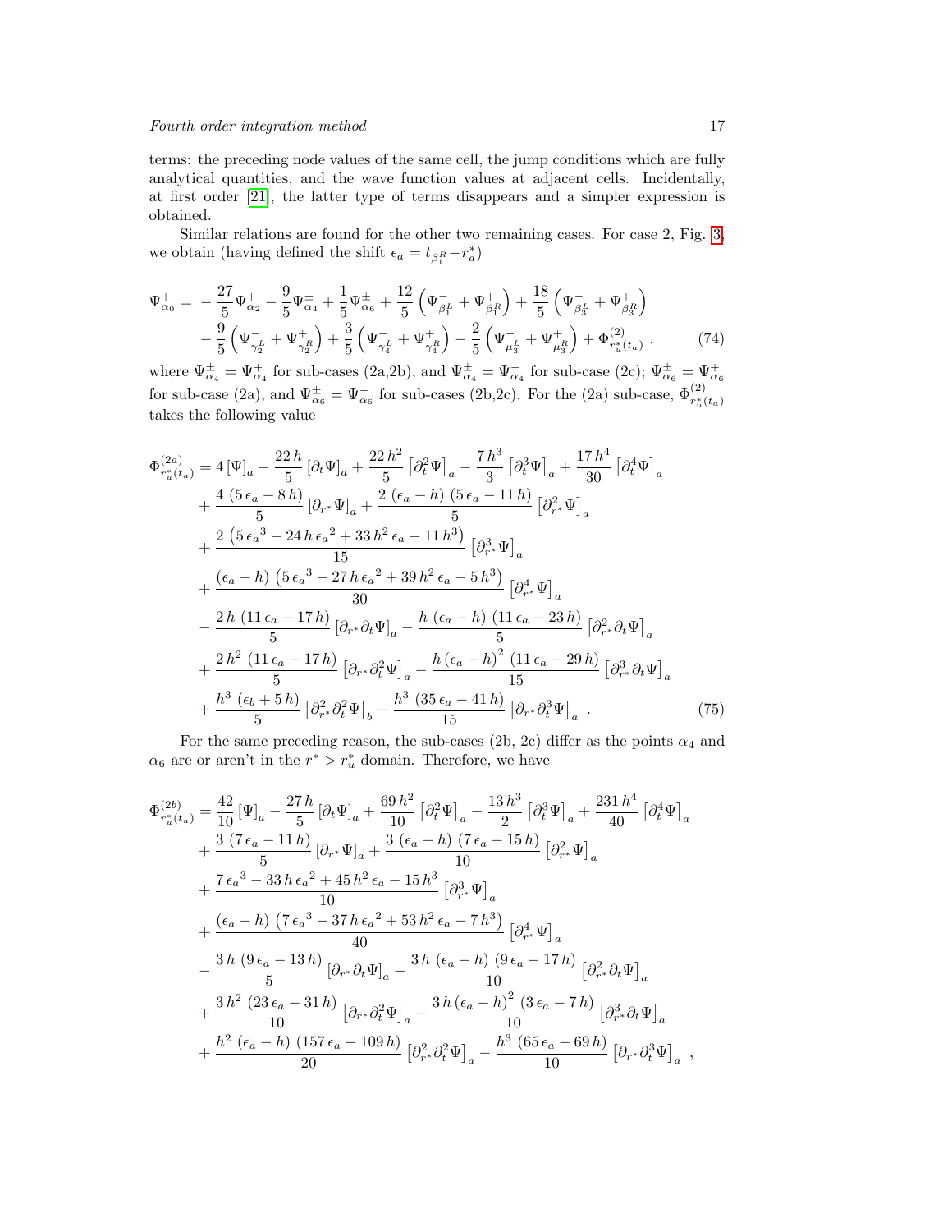terms: the preceding node values of the same cell, the jump conditions which are fully analytical quantities, and the wave function values at adjacent cells. Incidentally, at first order [21], the latter type of terms disappears and a simpler expression is obtained.

Similar relations are found for the other two remaining cases. For case 2, Fig. 3, we obtain (having defined the shift $\epsilon_a = t_{\beta_1^R} - r_a^*$)

$$
\begin{aligned}
\Psi^+_{\alpha_0} = &-\frac{27}{5}\Psi^+_{\alpha_2} - \frac{9}{5}\Psi^\pm_{\alpha_4} + \frac{1}{5}\Psi^\pm_{\alpha_6} + \frac{12}{5}\left(\Psi^-_{\beta_1^L} + \Psi^+_{\beta_1^R}\right) + \frac{18}{5}\left(\Psi^-_{\beta_3^L} + \Psi^+_{\beta_3^R}\right) \\
&- \frac{9}{5}\left(\Psi^-_{\gamma_2^L} + \Psi^+_{\gamma_2^R}\right) + \frac{3}{5}\left(\Psi^-_{\gamma_4^L} + \Psi^+_{\gamma_4^R}\right) - \frac{2}{5}\left(\Psi^-_{\mu_3^L} + \Psi^+_{\mu_3^R}\right) + \Phi^{(2)}_{r_u^*(t_a)} \, . \qquad (74)
\end{aligned}
$$

where $\Psi^\pm_{\alpha_4} = \Psi^+_{\alpha_4}$ for sub-cases (2a,2b), and $\Psi^\pm_{\alpha_4} = \Psi^-_{\alpha_4}$ for sub-case (2c); $\Psi^\pm_{\alpha_6} = \Psi^+_{\alpha_6}$ for sub-case (2a), and $\Psi^\pm_{\alpha_6} = \Psi^-_{\alpha_6}$ for sub-cases (2b,2c). For the (2a) sub-case, $\Phi^{(2)}_{r_u^*(t_a)}$ takes the following value

$$
\begin{aligned}
\Phi^{(2a)}_{r_u^*(t_a)} = &\, 4\left[\Psi\right]_a - \frac{22\,h}{5}\left[\partial_t\Psi\right]_a + \frac{22\,h^2}{5}\left[\partial_t^2\Psi\right]_a - \frac{7\,h^3}{3}\left[\partial_t^3\Psi\right]_a + \frac{17\,h^4}{30}\left[\partial_t^4\Psi\right]_a \\
&+ \frac{4\,(5\,\epsilon_a - 8\,h)}{5}\left[\partial_{r^*}\Psi\right]_a + \frac{2\,(\epsilon_a - h)\,(5\,\epsilon_a - 11\,h)}{5}\left[\partial_{r^*}^2\Psi\right]_a \\
&+ \frac{2\left(5\,{\epsilon_a}^3 - 24\,h\,{\epsilon_a}^2 + 33\,h^2\,\epsilon_a - 11\,h^3\right)}{15}\left[\partial_{r^*}^3\Psi\right]_a \\
&+ \frac{(\epsilon_a - h)\left(5\,{\epsilon_a}^3 - 27\,h\,{\epsilon_a}^2 + 39\,h^2\,\epsilon_a - 5\,h^3\right)}{30}\left[\partial_{r^*}^4\Psi\right]_a \\
&- \frac{2\,h\,(11\,\epsilon_a - 17\,h)}{5}\left[\partial_{r^*}\partial_t\Psi\right]_a - \frac{h\,(\epsilon_a - h)\,(11\,\epsilon_a - 23\,h)}{5}\left[\partial_{r^*}^2\partial_t\Psi\right]_a \\
&+ \frac{2\,h^2\,(11\,\epsilon_a - 17\,h)}{5}\left[\partial_{r^*}\partial_t^2\Psi\right]_a - \frac{h\,(\epsilon_a - h)^2\,(11\,\epsilon_a - 29\,h)}{15}\left[\partial_{r^*}^3\partial_t\Psi\right]_a \\
&+ \frac{h^3\,(\epsilon_b + 5\,h)}{5}\left[\partial_{r^*}^2\partial_t^2\Psi\right]_b - \frac{h^3\,(35\,\epsilon_a - 41\,h)}{15}\left[\partial_{r^*}\partial_t^3\Psi\right]_a \, . \qquad (75)
\end{aligned}
$$

For the same preceding reason, the sub-cases (2b, 2c) differ as the points $\alpha_4$ and $\alpha_6$ are or aren't in the $r^* > r_u^*$ domain. Therefore, we have

$$
\begin{aligned}
\Phi^{(2b)}_{r_u^*(t_a)} = &\, \frac{42}{10}\left[\Psi\right]_a - \frac{27\,h}{5}\left[\partial_t\Psi\right]_a + \frac{69\,h^2}{10}\left[\partial_t^2\Psi\right]_a - \frac{13\,h^3}{2}\left[\partial_t^3\Psi\right]_a + \frac{231\,h^4}{40}\left[\partial_t^4\Psi\right]_a \\
&+ \frac{3\,(7\,\epsilon_a - 11\,h)}{5}\left[\partial_{r^*}\Psi\right]_a + \frac{3\,(\epsilon_a - h)\,(7\,\epsilon_a - 15\,h)}{10}\left[\partial_{r^*}^2\Psi\right]_a \\
&+ \frac{7\,{\epsilon_a}^3 - 33\,h\,{\epsilon_a}^2 + 45\,h^2\,\epsilon_a - 15\,h^3}{10}\left[\partial_{r^*}^3\Psi\right]_a \\
&+ \frac{(\epsilon_a - h)\left(7\,{\epsilon_a}^3 - 37\,h\,{\epsilon_a}^2 + 53\,h^2\,\epsilon_a - 7\,h^3\right)}{40}\left[\partial_{r^*}^4\Psi\right]_a \\
&- \frac{3\,h\,(9\,\epsilon_a - 13\,h)}{5}\left[\partial_{r^*}\partial_t\Psi\right]_a - \frac{3\,h\,(\epsilon_a - h)\,(9\,\epsilon_a - 17\,h)}{10}\left[\partial_{r^*}^2\partial_t\Psi\right]_a \\
&+ \frac{3\,h^2\,(23\,\epsilon_a - 31\,h)}{10}\left[\partial_{r^*}\partial_t^2\Psi\right]_a - \frac{3\,h\,(\epsilon_a - h)^2\,(3\,\epsilon_a - 7\,h)}{10}\left[\partial_{r^*}^3\partial_t\Psi\right]_a \\
&+ \frac{h^2\,(\epsilon_a - h)\,(157\,\epsilon_a - 109\,h)}{20}\left[\partial_{r^*}^2\partial_t^2\Psi\right]_a - \frac{h^3\,(65\,\epsilon_a - 69\,h)}{10}\left[\partial_{r^*}\partial_t^3\Psi\right]_a \, ,
\end{aligned}
$$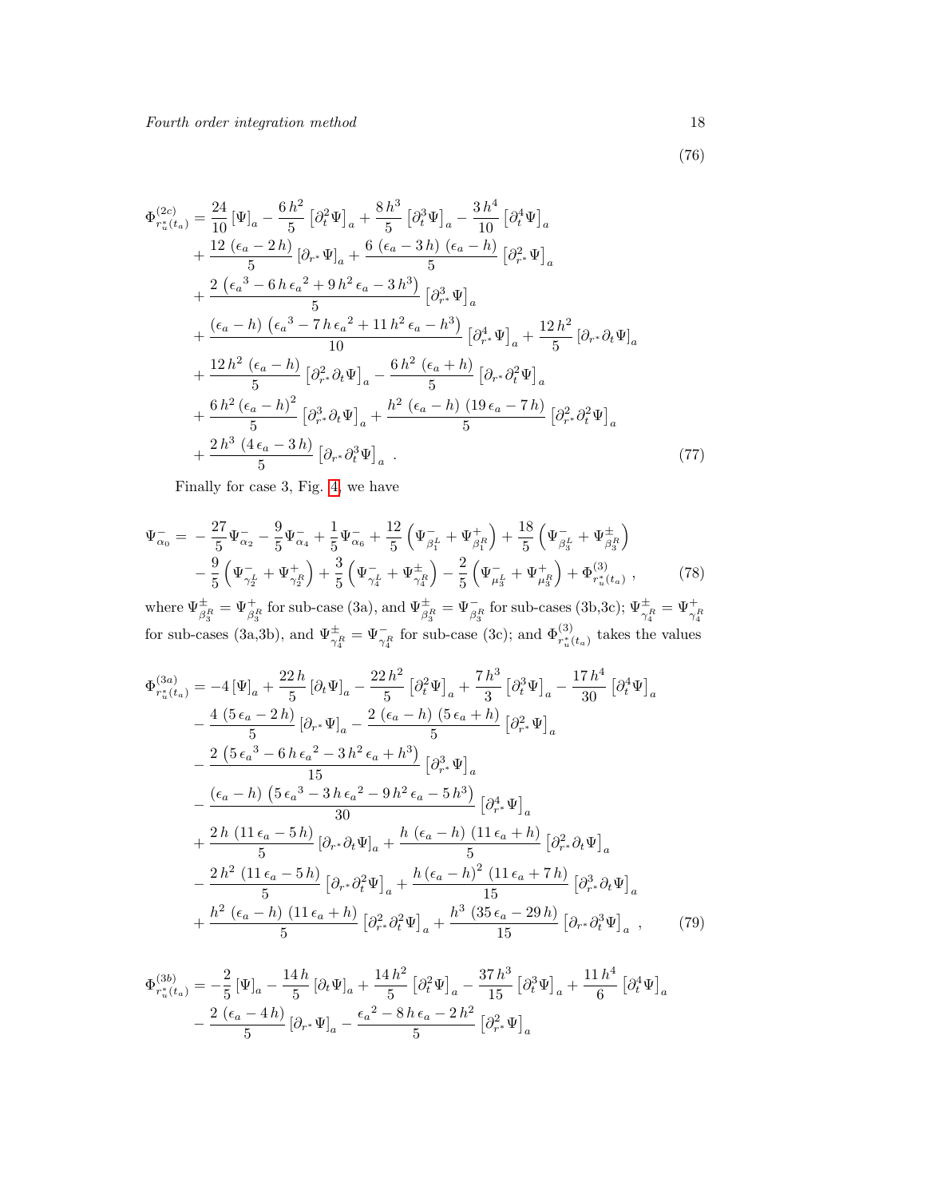(76)

$$
\begin{aligned}
\Phi^{(2c)}_{r^*_u(t_a)} =& \frac{24}{10}\left[\Psi\right]_a - \frac{6\,h^2}{5}\left[\partial_t^2\Psi\right]_a + \frac{8\,h^3}{5}\left[\partial_t^3\Psi\right]_a - \frac{3\,h^4}{10}\left[\partial_t^4\Psi\right]_a \\
&+ \frac{12\,\left(\epsilon_a - 2\,h\right)}{5}\left[\partial_{r^*}\Psi\right]_a + \frac{6\,\left(\epsilon_a - 3\,h\right)\,\left(\epsilon_a - h\right)}{5}\left[\partial_{r^*}^2\Psi\right]_a \\
&+ \frac{2\,\left({\epsilon_a}^3 - 6\,h\,{\epsilon_a}^2 + 9\,h^2\,\epsilon_a - 3\,h^3\right)}{5}\left[\partial_{r^*}^3\Psi\right]_a \\
&+ \frac{\left(\epsilon_a - h\right)\,\left({\epsilon_a}^3 - 7\,h\,{\epsilon_a}^2 + 11\,h^2\,\epsilon_a - h^3\right)}{10}\left[\partial_{r^*}^4\Psi\right]_a + \frac{12\,h^2}{5}\left[\partial_{r^*}\partial_t\Psi\right]_a \\
&+ \frac{12\,h^2\,\left(\epsilon_a - h\right)}{5}\left[\partial_{r^*}^2\partial_t\Psi\right]_a - \frac{6\,h^2\,\left(\epsilon_a + h\right)}{5}\left[\partial_{r^*}\partial_t^2\Psi\right]_a \\
&+ \frac{6\,h^2\left(\epsilon_a - h\right)^2}{5}\left[\partial_{r^*}^3\partial_t\Psi\right]_a + \frac{h^2\,\left(\epsilon_a - h\right)\,\left(19\,\epsilon_a - 7\,h\right)}{5}\left[\partial_{r^*}^2\partial_t^2\Psi\right]_a \\
&+ \frac{2\,h^3\,\left(4\,\epsilon_a - 3\,h\right)}{5}\left[\partial_{r^*}\partial_t^3\Psi\right]_a \ .
\end{aligned}
\tag{77}
$$

Finally for case 3, Fig. 4, we have

$$
\begin{aligned}
\Psi^-_{\alpha_0} =& -\frac{27}{5}\Psi^-_{\alpha_2} - \frac{9}{5}\Psi^-_{\alpha_4} + \frac{1}{5}\Psi^-_{\alpha_6} + \frac{12}{5}\left(\Psi^-_{\beta_1^L} + \Psi^+_{\beta_1^R}\right) + \frac{18}{5}\left(\Psi^-_{\beta_3^L} + \Psi^\pm_{\beta_3^R}\right) \\
&- \frac{9}{5}\left(\Psi^-_{\gamma_2^L} + \Psi^+_{\gamma_2^R}\right) + \frac{3}{5}\left(\Psi^-_{\gamma_4^L} + \Psi^\pm_{\gamma_4^R}\right) - \frac{2}{5}\left(\Psi^-_{\mu_3^L} + \Psi^+_{\mu_3^R}\right) + \Phi^{(3)}_{r^*_u(t_a)} \ ,
\end{aligned}
\tag{78}
$$

where $\Psi^\pm_{\beta_3^R} = \Psi^+_{\beta_3^R}$ for sub-case (3a), and $\Psi^\pm_{\beta_3^R} = \Psi^-_{\beta_3^R}$ for sub-cases (3b,3c); $\Psi^\pm_{\gamma_4^R} = \Psi^+_{\gamma_4^R}$ for sub-cases (3a,3b), and $\Psi^\pm_{\gamma_4^R} = \Psi^-_{\gamma_4^R}$ for sub-case (3c); and $\Phi^{(3)}_{r^*_u(t_a)}$ takes the values

$$
\begin{aligned}
\Phi^{(3a)}_{r^*_u(t_a)} =& -4\left[\Psi\right]_a + \frac{22\,h}{5}\left[\partial_t\Psi\right]_a - \frac{22\,h^2}{5}\left[\partial_t^2\Psi\right]_a + \frac{7\,h^3}{3}\left[\partial_t^3\Psi\right]_a - \frac{17\,h^4}{30}\left[\partial_t^4\Psi\right]_a \\
&- \frac{4\,\left(5\,\epsilon_a - 2\,h\right)}{5}\left[\partial_{r^*}\Psi\right]_a - \frac{2\,\left(\epsilon_a - h\right)\,\left(5\,\epsilon_a + h\right)}{5}\left[\partial_{r^*}^2\Psi\right]_a \\
&- \frac{2\,\left(5\,{\epsilon_a}^3 - 6\,h\,{\epsilon_a}^2 - 3\,h^2\,\epsilon_a + h^3\right)}{15}\left[\partial_{r^*}^3\Psi\right]_a \\
&- \frac{\left(\epsilon_a - h\right)\,\left(5\,{\epsilon_a}^3 - 3\,h\,{\epsilon_a}^2 - 9\,h^2\,\epsilon_a - 5\,h^3\right)}{30}\left[\partial_{r^*}^4\Psi\right]_a \\
&+ \frac{2\,h\,\left(11\,\epsilon_a - 5\,h\right)}{5}\left[\partial_{r^*}\partial_t\Psi\right]_a + \frac{h\,\left(\epsilon_a - h\right)\,\left(11\,\epsilon_a + h\right)}{5}\left[\partial_{r^*}^2\partial_t\Psi\right]_a \\
&- \frac{2\,h^2\,\left(11\,\epsilon_a - 5\,h\right)}{5}\left[\partial_{r^*}\partial_t^2\Psi\right]_a + \frac{h\left(\epsilon_a - h\right)^2\,\left(11\,\epsilon_a + 7\,h\right)}{15}\left[\partial_{r^*}^3\partial_t\Psi\right]_a \\
&+ \frac{h^2\,\left(\epsilon_a - h\right)\,\left(11\,\epsilon_a + h\right)}{5}\left[\partial_{r^*}^2\partial_t^2\Psi\right]_a + \frac{h^3\,\left(35\,\epsilon_a - 29\,h\right)}{15}\left[\partial_{r^*}\partial_t^3\Psi\right]_a \ ,
\end{aligned}
\tag{79}
$$

$$
\begin{aligned}
\Phi^{(3b)}_{r^*_u(t_a)} =& -\frac{2}{5}\left[\Psi\right]_a - \frac{14\,h}{5}\left[\partial_t\Psi\right]_a + \frac{14\,h^2}{5}\left[\partial_t^2\Psi\right]_a - \frac{37\,h^3}{15}\left[\partial_t^3\Psi\right]_a + \frac{11\,h^4}{6}\left[\partial_t^4\Psi\right]_a \\
&- \frac{2\,\left(\epsilon_a - 4\,h\right)}{5}\left[\partial_{r^*}\Psi\right]_a - \frac{{\epsilon_a}^2 - 8\,h\,\epsilon_a - 2\,h^2}{5}\left[\partial_{r^*}^2\Psi\right]_a
\end{aligned}
$$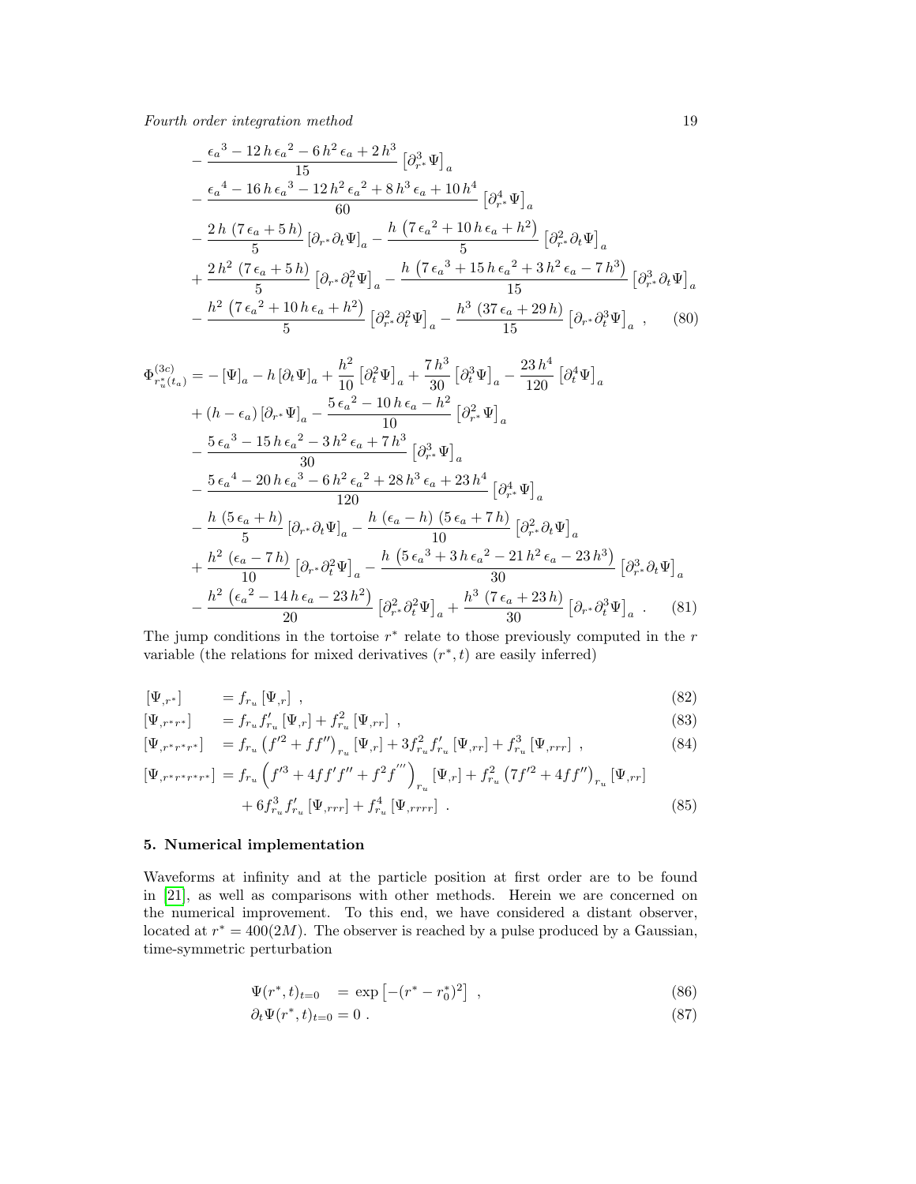$$
\begin{aligned}
&- \frac{{\epsilon_a}^3 - 12\,h\,{\epsilon_a}^2 - 6\,h^2\,\epsilon_a + 2\,h^3}{15} \left[\partial^3_{r^*}\Psi\right]_a \\
&- \frac{{\epsilon_a}^4 - 16\,h\,{\epsilon_a}^3 - 12\,h^2\,{\epsilon_a}^2 + 8\,h^3\,\epsilon_a + 10\,h^4}{60} \left[\partial^4_{r^*}\Psi\right]_a \\
&- \frac{2\,h\,\left(7\,\epsilon_a + 5\,h\right)}{5} \left[\partial_{r^*}\partial_t\Psi\right]_a - \frac{h\,\left(7\,{\epsilon_a}^2 + 10\,h\,\epsilon_a + h^2\right)}{5} \left[\partial^2_{r^*}\partial_t\Psi\right]_a \\
&+ \frac{2\,h^2\,\left(7\,\epsilon_a + 5\,h\right)}{5} \left[\partial_{r^*}\partial^2_t\Psi\right]_a - \frac{h\,\left(7\,{\epsilon_a}^3 + 15\,h\,{\epsilon_a}^2 + 3\,h^2\,\epsilon_a - 7\,h^3\right)}{15} \left[\partial^3_{r^*}\partial_t\Psi\right]_a \\
&- \frac{h^2\,\left(7\,{\epsilon_a}^2 + 10\,h\,\epsilon_a + h^2\right)}{5} \left[\partial^2_{r^*}\partial^2_t\Psi\right]_a - \frac{h^3\,\left(37\,\epsilon_a + 29\,h\right)}{15} \left[\partial_{r^*}\partial^3_t\Psi\right]_a \ , \qquad (80)
\end{aligned}
$$

$$
\begin{aligned}
\Phi^{(3c)}_{r^*_u(t_a)} = &- \left[\Psi\right]_a - h\left[\partial_t\Psi\right]_a + \frac{h^2}{10}\left[\partial^2_t\Psi\right]_a + \frac{7\,h^3}{30}\left[\partial^3_t\Psi\right]_a - \frac{23\,h^4}{120}\left[\partial^4_t\Psi\right]_a \\
&+ \left(h - \epsilon_a\right)\left[\partial_{r^*}\Psi\right]_a - \frac{5\,{\epsilon_a}^2 - 10\,h\,\epsilon_a - h^2}{10}\left[\partial^2_{r^*}\Psi\right]_a \\
&- \frac{5\,{\epsilon_a}^3 - 15\,h\,{\epsilon_a}^2 - 3\,h^2\,\epsilon_a + 7\,h^3}{30}\left[\partial^3_{r^*}\Psi\right]_a \\
&- \frac{5\,{\epsilon_a}^4 - 20\,h\,{\epsilon_a}^3 - 6\,h^2\,{\epsilon_a}^2 + 28\,h^3\,\epsilon_a + 23\,h^4}{120}\left[\partial^4_{r^*}\Psi\right]_a \\
&- \frac{h\,\left(5\,\epsilon_a + h\right)}{5}\left[\partial_{r^*}\partial_t\Psi\right]_a - \frac{h\,\left(\epsilon_a - h\right)\,\left(5\,\epsilon_a + 7\,h\right)}{10}\left[\partial^2_{r^*}\partial_t\Psi\right]_a \\
&+ \frac{h^2\,\left(\epsilon_a - 7\,h\right)}{10}\left[\partial_{r^*}\partial^2_t\Psi\right]_a - \frac{h\,\left(5\,{\epsilon_a}^3 + 3\,h\,{\epsilon_a}^2 - 21\,h^2\,\epsilon_a - 23\,h^3\right)}{30}\left[\partial^3_{r^*}\partial_t\Psi\right]_a \\
&- \frac{h^2\,\left({\epsilon_a}^2 - 14\,h\,\epsilon_a - 23\,h^2\right)}{20}\left[\partial^2_{r^*}\partial^2_t\Psi\right]_a + \frac{h^3\,\left(7\,\epsilon_a + 23\,h\right)}{30}\left[\partial_{r^*}\partial^3_t\Psi\right]_a \ . \qquad (81)
\end{aligned}
$$

The jump conditions in the tortoise $r^*$ relate to those previously computed in the $r$ variable (the relations for mixed derivatives $(r^*, t)$ are easily inferred)

$$
\left[\Psi_{,r^*}\right] = f_{r_u}\left[\Psi_{,r}\right] \ , \qquad (82)
$$

$$
\left[\Psi_{,r^*r^*}\right] = f_{r_u}f'_{r_u}\left[\Psi_{,r}\right] + f^2_{r_u}\left[\Psi_{,rr}\right] \ , \qquad (83)
$$

$$
\left[\Psi_{,r^*r^*r^*}\right] = f_{r_u}\left(f'^2 + ff''\right)_{r_u}\left[\Psi_{,r}\right] + 3f^2_{r_u}f'_{r_u}\left[\Psi_{,rr}\right] + f^3_{r_u}\left[\Psi_{,rrr}\right] \ , \qquad (84)
$$

$$
\begin{aligned}
\left[\Psi_{,r^*r^*r^*r^*}\right] = &\, f_{r_u}\left(f'^3 + 4ff'f'' + f^2f'''\right)_{r_u}\left[\Psi_{,r}\right] + f^2_{r_u}\left(7f'^2 + 4ff''\right)_{r_u}\left[\Psi_{,rr}\right] \\
&+ 6f^3_{r_u}f'_{r_u}\left[\Psi_{,rrr}\right] + f^4_{r_u}\left[\Psi_{,rrrr}\right] \ . \qquad (85)
\end{aligned}
$$

## 5. Numerical implementation

Waveforms at infinity and at the particle position at first order are to be found in [21], as well as comparisons with other methods. Herein we are concerned on the numerical improvement. To this end, we have considered a distant observer, located at $r^* = 400(2M)$. The observer is reached by a pulse produced by a Gaussian, time-symmetric perturbation

$$
\Psi(r^*, t)_{t=0} = \exp\left[-(r^* - r^*_0)^2\right] \ , \qquad (86)
$$

$$
\partial_t\Psi(r^*, t)_{t=0} = 0 \ . \qquad (87)
$$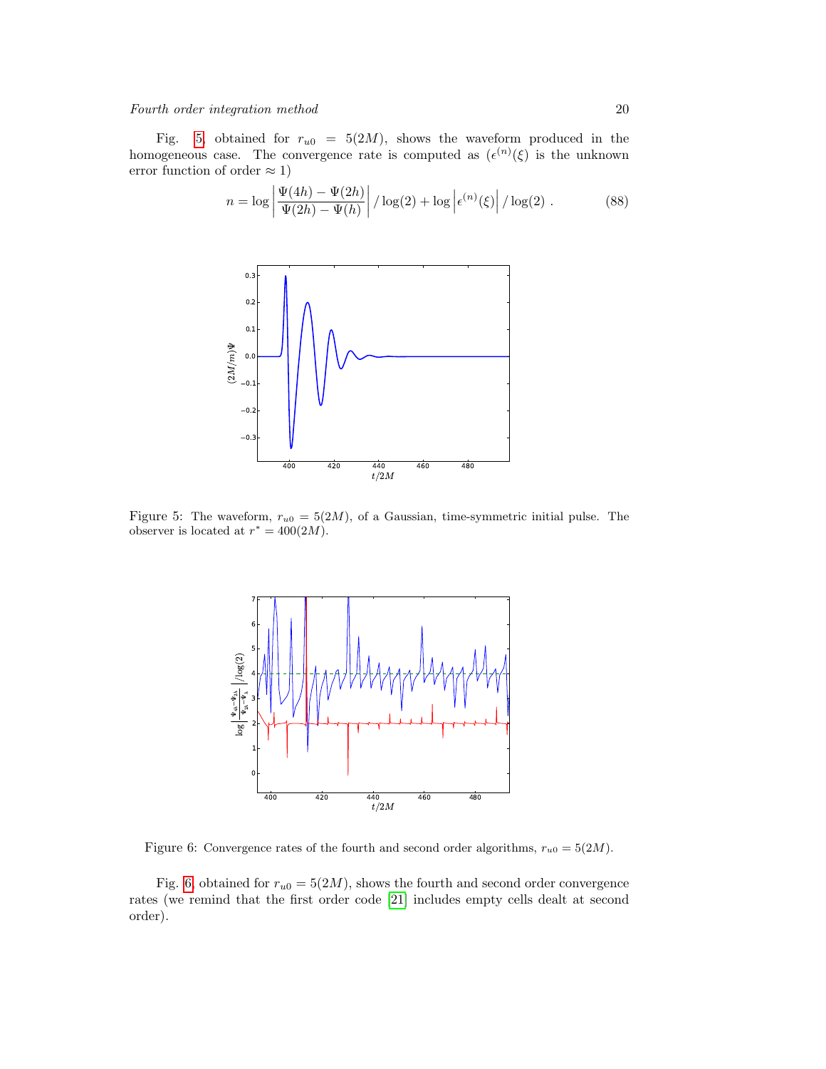Fig. 5, obtained for $r_{u0} = 5(2M)$, shows the waveform produced in the homogeneous case. The convergence rate is computed as ($\epsilon^{(n)}(\xi)$ is the unknown error function of order $\approx 1$)

$$n = \log \left| \frac{\Psi(4h) - \Psi(2h)}{\Psi(2h) - \Psi(h)} \right| / \log(2) + \log \left| \epsilon^{(n)}(\xi) \right| / \log(2) \ . \tag{88}$$

Figure 5: The waveform, $r_{u0} = 5(2M)$, of a Gaussian, time-symmetric initial pulse. The observer is located at $r^* = 400(2M)$.

Figure 6: Convergence rates of the fourth and second order algorithms, $r_{u0} = 5(2M)$.

Fig. 6, obtained for $r_{u0} = 5(2M)$, shows the fourth and second order convergence rates (we remind that the first order code [21] includes empty cells dealt at second order).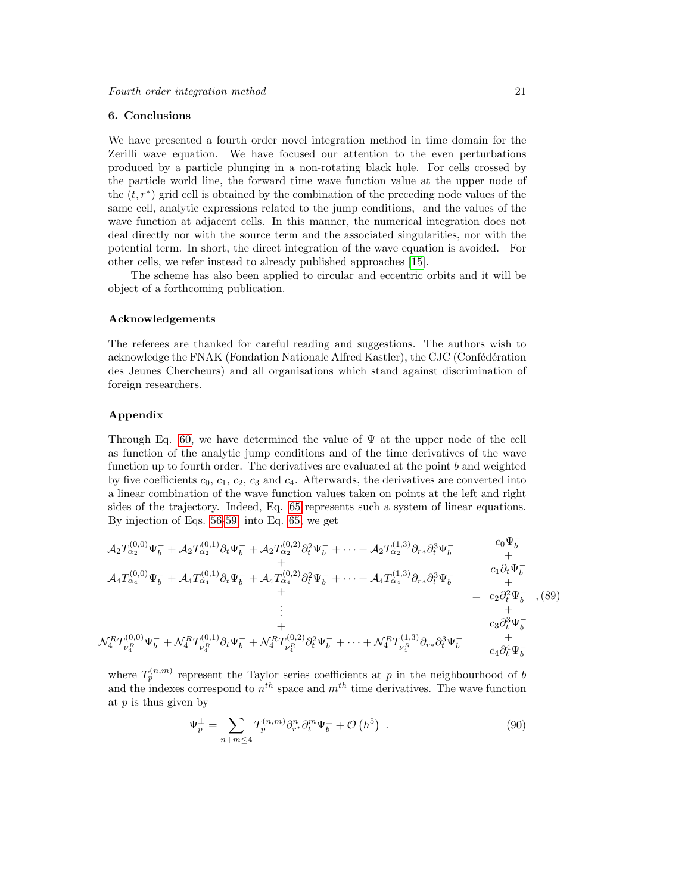## 6. Conclusions

We have presented a fourth order novel integration method in time domain for the Zerilli wave equation. We have focused our attention to the even perturbations produced by a particle plunging in a non-rotating black hole. For cells crossed by the particle world line, the forward time wave function value at the upper node of the $(t, r^*)$ grid cell is obtained by the combination of the preceding node values of the same cell, analytic expressions related to the jump conditions, and the values of the wave function at adjacent cells. In this manner, the numerical integration does not deal directly nor with the source term and the associated singularities, nor with the potential term. In short, the direct integration of the wave equation is avoided. For other cells, we refer instead to already published approaches [15].

The scheme has also been applied to circular and eccentric orbits and it will be object of a forthcoming publication.

### Acknowledgements

The referees are thanked for careful reading and suggestions. The authors wish to acknowledge the FNAK (Fondation Nationale Alfred Kastler), the CJC (Confédération des Jeunes Chercheurs) and all organisations which stand against discrimination of foreign researchers.

### Appendix

Through Eq. 60, we have determined the value of $\Psi$ at the upper node of the cell as function of the analytic jump conditions and of the time derivatives of the wave function up to fourth order. The derivatives are evaluated at the point $b$ and weighted by five coefficients $c_0$, $c_1$, $c_2$, $c_3$ and $c_4$. Afterwards, the derivatives are converted into a linear combination of the wave function values taken on points at the left and right sides of the trajectory. Indeed, Eq. 65 represents such a system of linear equations. By injection of Eqs. 56-59 into Eq. 65, we get

$$
\begin{array}{c}
\mathcal{A}_2 T^{(0,0)}_{\alpha_2}\Psi^-_b + \mathcal{A}_2 T^{(0,1)}_{\alpha_2}\partial_t\Psi^-_b + \mathcal{A}_2 T^{(0,2)}_{\alpha_2}\partial_t^2\Psi^-_b + \cdots + \mathcal{A}_2 T^{(1,3)}_{\alpha_2}\partial_{r*}\partial_t^3\Psi^-_b \\
+ \\
\mathcal{A}_4 T^{(0,0)}_{\alpha_4}\Psi^-_b + \mathcal{A}_4 T^{(0,1)}_{\alpha_4}\partial_t\Psi^-_b + \mathcal{A}_4 T^{(0,2)}_{\alpha_4}\partial_t^2\Psi^-_b + \cdots + \mathcal{A}_4 T^{(1,3)}_{\alpha_4}\partial_{r*}\partial_t^3\Psi^-_b \\
+ \\
\vdots \\
+ \\
\mathcal{N}^R_4 T^{(0,0)}_{\nu^R_4}\Psi^-_b + \mathcal{N}^R_4 T^{(0,1)}_{\nu^R_4}\partial_t\Psi^-_b + \mathcal{N}^R_4 T^{(0,2)}_{\nu^R_4}\partial_t^2\Psi^-_b + \cdots + \mathcal{N}^R_4 T^{(1,3)}_{\nu^R_4}\partial_{r*}\partial_t^3\Psi^-_b
\end{array}
=
\begin{array}{c}
c_0\Psi^-_b \\ + \\ c_1\partial_t\Psi^-_b \\ + \\ c_2\partial_t^2\Psi^-_b \\ + \\ c_3\partial_t^3\Psi^-_b \\ + \\ c_4\partial_t^4\Psi^-_b
\end{array}
, \quad (89)
$$

where $T^{(n,m)}_p$ represent the Taylor series coefficients at $p$ in the neighbourhood of $b$ and the indexes correspond to $n^{th}$ space and $m^{th}$ time derivatives. The wave function at $p$ is thus given by

$$
\Psi^\pm_p = \sum_{n+m\leq 4} T^{(n,m)}_p \partial^n_{r^*}\partial^m_t \Psi^\pm_b + \mathcal{O}\left(h^5\right) \ . \quad (90)
$$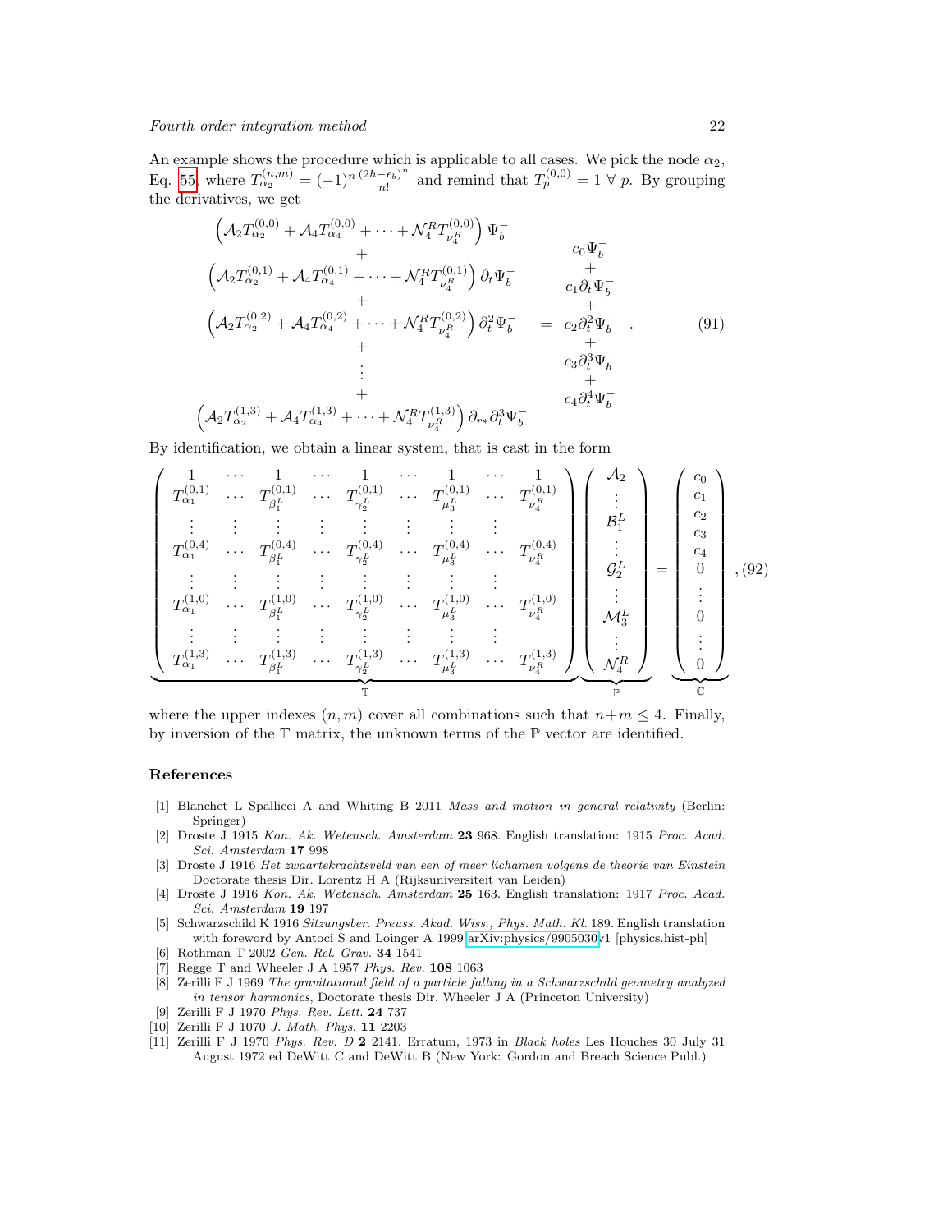An example shows the procedure which is applicable to all cases. We pick the node $\alpha_2$, Eq. 55, where $T^{(n,m)}_{\alpha_2} = (-1)^n \frac{(2h-\epsilon_b)^n}{n!}$ and remind that $T^{(0,0)}_p = 1 \; \forall \; p$. By grouping the derivatives, we get

$$
\begin{array}{ccc}
\left(\mathcal{A}_2 T^{(0,0)}_{\alpha_2} + \mathcal{A}_4 T^{(0,0)}_{\alpha_4} + \cdots + \mathcal{N}^R_4 T^{(0,0)}_{\nu^R_4}\right) \Psi^-_b & & \\
+ & & c_0 \Psi^-_b \\
\left(\mathcal{A}_2 T^{(0,1)}_{\alpha_2} + \mathcal{A}_4 T^{(0,1)}_{\alpha_4} + \cdots + \mathcal{N}^R_4 T^{(0,1)}_{\nu^R_4}\right) \partial_t \Psi^-_b & & + \\
+ & & c_1 \partial_t \Psi^-_b \\
\left(\mathcal{A}_2 T^{(0,2)}_{\alpha_2} + \mathcal{A}_4 T^{(0,2)}_{\alpha_4} + \cdots + \mathcal{N}^R_4 T^{(0,2)}_{\nu^R_4}\right) \partial^2_t \Psi^-_b & = & c_2 \partial^2_t \Psi^-_b \\
+ & & + \\
\vdots & & c_3 \partial^3_t \Psi^-_b \\
+ & & + \\
\left(\mathcal{A}_2 T^{(1,3)}_{\alpha_2} + \mathcal{A}_4 T^{(1,3)}_{\alpha_4} + \cdots + \mathcal{N}^R_4 T^{(1,3)}_{\nu^R_4}\right) \partial_{r*} \partial^3_t \Psi^-_b & & c_4 \partial^4_t \Psi^-_b
\end{array}
\quad . \qquad (91)
$$

By identification, we obtain a linear system, that is cast in the form

$$
\underbrace{\begin{pmatrix}
1 & \cdots & 1 & \cdots & 1 & \cdots & 1 & \cdots & 1 \\
T^{(0,1)}_{\alpha_1} & \cdots & T^{(0,1)}_{\beta^L_1} & \cdots & T^{(0,1)}_{\gamma^L_2} & \cdots & T^{(0,1)}_{\mu^L_3} & \cdots & T^{(0,1)}_{\nu^R_4} \\
\vdots & \vdots & \vdots & \vdots & \vdots & \vdots & \vdots & \vdots & \\
T^{(0,4)}_{\alpha_1} & \cdots & T^{(0,4)}_{\beta^L_1} & \cdots & T^{(0,4)}_{\gamma^L_2} & \cdots & T^{(0,4)}_{\mu^L_3} & \cdots & T^{(0,4)}_{\nu^R_4} \\
\vdots & \vdots & \vdots & \vdots & \vdots & \vdots & \vdots & \vdots & \\
T^{(1,0)}_{\alpha_1} & \cdots & T^{(1,0)}_{\beta^L_1} & \cdots & T^{(1,0)}_{\gamma^L_2} & \cdots & T^{(1,0)}_{\mu^L_3} & \cdots & T^{(1,0)}_{\nu^R_4} \\
\vdots & \vdots & \vdots & \vdots & \vdots & \vdots & \vdots & \vdots & \\
T^{(1,3)}_{\alpha_1} & \cdots & T^{(1,3)}_{\beta^L_1} & \cdots & T^{(1,3)}_{\gamma^L_2} & \cdots & T^{(1,3)}_{\mu^L_3} & \cdots & T^{(1,3)}_{\nu^R_4}
\end{pmatrix}}_{\mathbb{T}}
\underbrace{\begin{pmatrix}
\mathcal{A}_2 \\ \vdots \\ \mathcal{B}^L_1 \\ \vdots \\ \mathcal{G}^L_2 \\ \vdots \\ \mathcal{M}^L_3 \\ \vdots \\ \mathcal{N}^R_4
\end{pmatrix}}_{\mathbb{P}}
=
\underbrace{\begin{pmatrix}
c_0 \\ c_1 \\ c_2 \\ c_3 \\ c_4 \\ 0 \\ \vdots \\ 0 \\ \vdots \\ 0
\end{pmatrix}}_{\mathbb{C}}
, \qquad (92)
$$

where the upper indexes $(n, m)$ cover all combinations such that $n+m \leq 4$. Finally, by inversion of the $\mathbb{T}$ matrix, the unknown terms of the $\mathbb{P}$ vector are identified.

## References

[1] Blanchet L Spallicci A and Whiting B 2011 *Mass and motion in general relativity* (Berlin: Springer)

[2] Droste J 1915 *Kon. Ak. Wetensch. Amsterdam* **23** 968. English translation: 1915 *Proc. Acad. Sci. Amsterdam* **17** 998

[3] Droste J 1916 *Het zwaartekrachtsveld van een of meer lichamen volgens de theorie van Einstein* Doctorate thesis Dir. Lorentz H A (Rijksuniversiteit van Leiden)

[4] Droste J 1916 *Kon. Ak. Wetensch. Amsterdam* **25** 163. English translation: 1917 *Proc. Acad. Sci. Amsterdam* **19** 197

[5] Schwarzschild K 1916 *Sitzungsber. Preuss. Akad. Wiss., Phys. Math. Kl.* 189. English translation with foreword by Antoci S and Loinger A 1999 arXiv:physics/9905030v1 [physics.hist-ph]

[6] Rothman T 2002 *Gen. Rel. Grav.* **34** 1541

[7] Regge T and Wheeler J A 1957 *Phys. Rev.* **108** 1063

[8] Zerilli F J 1969 *The gravitational field of a particle falling in a Schwarzschild geometry analyzed in tensor harmonics*, Doctorate thesis Dir. Wheeler J A (Princeton University)

[9] Zerilli F J 1970 *Phys. Rev. Lett.* **24** 737

[10] Zerilli F J 1070 *J. Math. Phys.* **11** 2203

[11] Zerilli F J 1970 *Phys. Rev. D* **2** 2141. Erratum, 1973 in *Black holes* Les Houches 30 July 31 August 1972 ed DeWitt C and DeWitt B (New York: Gordon and Breach Science Publ.)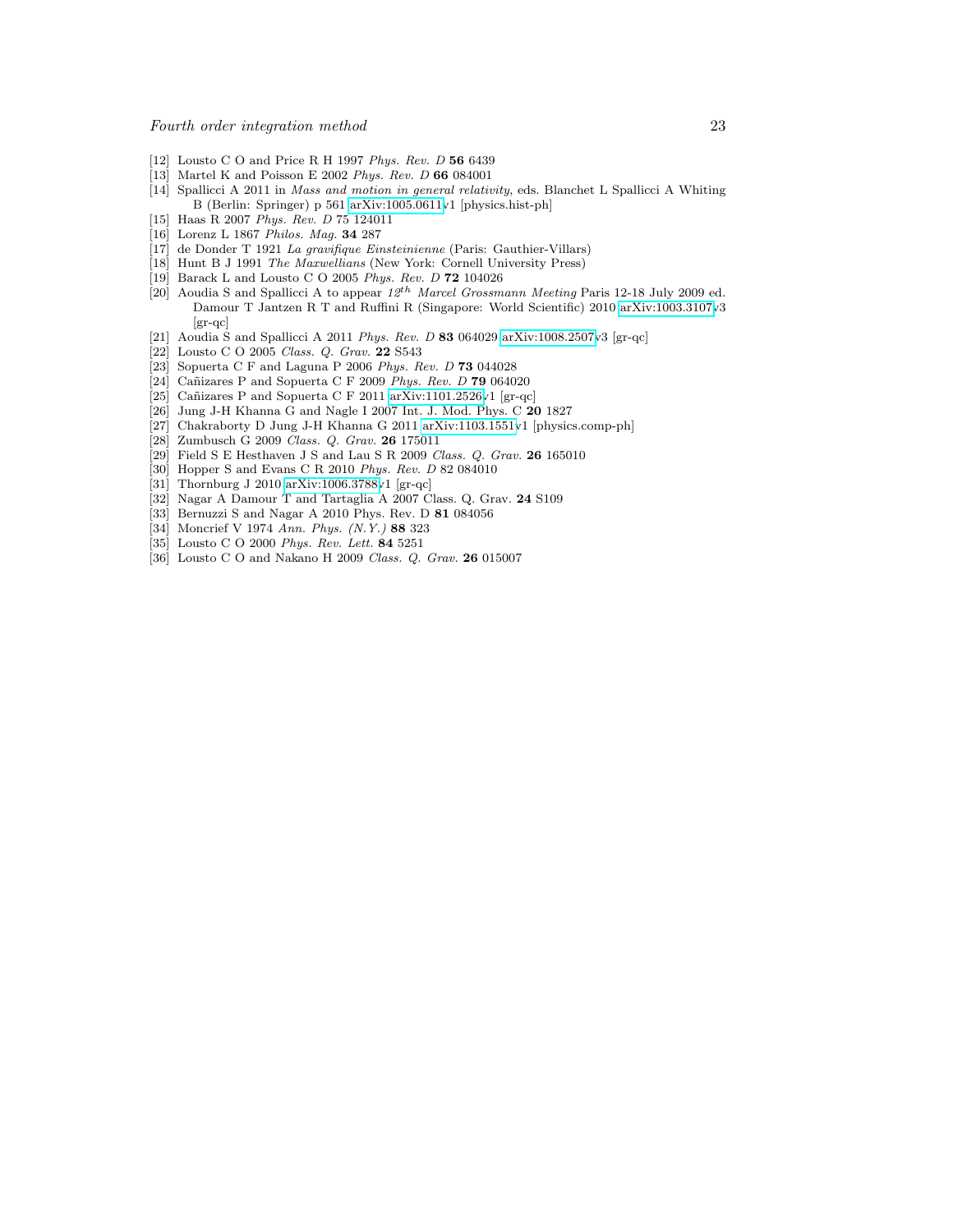[12] Lousto C O and Price R H 1997 *Phys. Rev. D* **56** 6439

[13] Martel K and Poisson E 2002 *Phys. Rev. D* **66** 084001

[14] Spallicci A 2011 in *Mass and motion in general relativity*, eds. Blanchet L Spallicci A Whiting B (Berlin: Springer) p 561 arXiv:1005.0611v1 [physics.hist-ph]

[15] Haas R 2007 *Phys. Rev. D* 75 124011

[16] Lorenz L 1867 *Philos. Mag.* **34** 287

[17] de Donder T 1921 *La gravifique Einsteinienne* (Paris: Gauthier-Villars)

[18] Hunt B J 1991 *The Maxwellians* (New York: Cornell University Press)

[19] Barack L and Lousto C O 2005 *Phys. Rev. D* **72** 104026

[20] Aoudia S and Spallicci A to appear *12$^{th}$ Marcel Grossmann Meeting* Paris 12-18 July 2009 ed. Damour T Jantzen R T and Ruffini R (Singapore: World Scientific) 2010 arXiv:1003.3107v3 [gr-qc]

[21] Aoudia S and Spallicci A 2011 *Phys. Rev. D* **83** 064029 arXiv:1008.2507v3 [gr-qc]

[22] Lousto C O 2005 *Class. Q. Grav.* **22** S543

[23] Sopuerta C F and Laguna P 2006 *Phys. Rev. D* **73** 044028

[24] Cañizares P and Sopuerta C F 2009 *Phys. Rev. D* **79** 064020

[25] Cañizares P and Sopuerta C F 2011 arXiv:1101.2526v1 [gr-qc]

[26] Jung J-H Khanna G and Nagle I 2007 Int. J. Mod. Phys. C **20** 1827

[27] Chakraborty D Jung J-H Khanna G 2011 arXiv:1103.1551v1 [physics.comp-ph]

[28] Zumbusch G 2009 *Class. Q. Grav.* **26** 175011

[29] Field S E Hesthaven J S and Lau S R 2009 *Class. Q. Grav.* **26** 165010

[30] Hopper S and Evans C R 2010 *Phys. Rev. D* 82 084010

[31] Thornburg J 2010 arXiv:1006.3788v1 [gr-qc]

[32] Nagar A Damour T and Tartaglia A 2007 Class. Q. Grav. **24** S109

[33] Bernuzzi S and Nagar A 2010 Phys. Rev. D **81** 084056

[34] Moncrief V 1974 *Ann. Phys. (N.Y.)* **88** 323

[35] Lousto C O 2000 *Phys. Rev. Lett.* **84** 5251

[36] Lousto C O and Nakano H 2009 *Class. Q. Grav.* **26** 015007